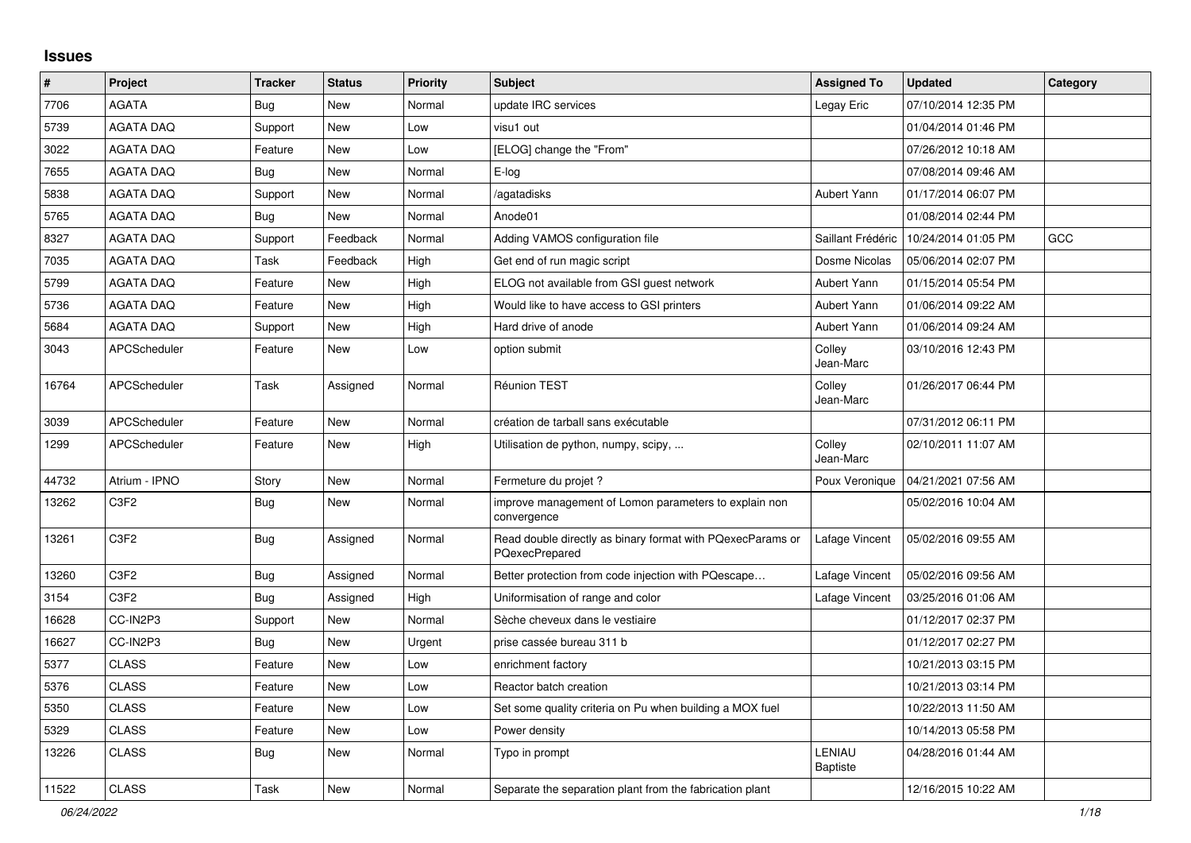# Issues

| # | Project | Tracker | Status | Priority | Subject | Assigned To | Updated | Category |
|---|---|---|---|---|---|---|---|---|
| 7706 | AGATA | Bug | New | Normal | update IRC services | Legay Eric | 07/10/2014 12:35 PM | |
| 5739 | AGATA DAQ | Support | New | Low | visu1 out | | 01/04/2014 01:46 PM | |
| 3022 | AGATA DAQ | Feature | New | Low | [ELOG] change the "From" | | 07/26/2012 10:18 AM | |
| 7655 | AGATA DAQ | Bug | New | Normal | E-log | | 07/08/2014 09:46 AM | |
| 5838 | AGATA DAQ | Support | New | Normal | /agatadisks | Aubert Yann | 01/17/2014 06:07 PM | |
| 5765 | AGATA DAQ | Bug | New | Normal | Anode01 | | 01/08/2014 02:44 PM | |
| 8327 | AGATA DAQ | Support | Feedback | Normal | Adding VAMOS configuration file | Saillant Frédéric | 10/24/2014 01:05 PM | GCC |
| 7035 | AGATA DAQ | Task | Feedback | High | Get end of run magic script | Dosme Nicolas | 05/06/2014 02:07 PM | |
| 5799 | AGATA DAQ | Feature | New | High | ELOG not available from GSI guest network | Aubert Yann | 01/15/2014 05:54 PM | |
| 5736 | AGATA DAQ | Feature | New | High | Would like to have access to GSI printers | Aubert Yann | 01/06/2014 09:22 AM | |
| 5684 | AGATA DAQ | Support | New | High | Hard drive of anode | Aubert Yann | 01/06/2014 09:24 AM | |
| 3043 | APCScheduler | Feature | New | Low | option submit | Colley Jean-Marc | 03/10/2016 12:43 PM | |
| 16764 | APCScheduler | Task | Assigned | Normal | Réunion TEST | Colley Jean-Marc | 01/26/2017 06:44 PM | |
| 3039 | APCScheduler | Feature | New | Normal | création de tarball sans exécutable | | 07/31/2012 06:11 PM | |
| 1299 | APCScheduler | Feature | New | High | Utilisation de python, numpy, scipy, ... | Colley Jean-Marc | 02/10/2011 11:07 AM | |
| 44732 | Atrium - IPNO | Story | New | Normal | Fermeture du projet ? | Poux Veronique | 04/21/2021 07:56 AM | |
| 13262 | C3F2 | Bug | New | Normal | improve management of Lomon parameters to explain non convergence | | 05/02/2016 10:04 AM | |
| 13261 | C3F2 | Bug | Assigned | Normal | Read double directly as binary format with PQexecParams or PQexecPrepared | Lafage Vincent | 05/02/2016 09:55 AM | |
| 13260 | C3F2 | Bug | Assigned | Normal | Better protection from code injection with PQescape… | Lafage Vincent | 05/02/2016 09:56 AM | |
| 3154 | C3F2 | Bug | Assigned | High | Uniformisation of range and color | Lafage Vincent | 03/25/2016 01:06 AM | |
| 16628 | CC-IN2P3 | Support | New | Normal | Sèche cheveux dans le vestiaire | | 01/12/2017 02:37 PM | |
| 16627 | CC-IN2P3 | Bug | New | Urgent | prise cassée bureau 311 b | | 01/12/2017 02:27 PM | |
| 5377 | CLASS | Feature | New | Low | enrichment factory | | 10/21/2013 03:15 PM | |
| 5376 | CLASS | Feature | New | Low | Reactor batch creation | | 10/21/2013 03:14 PM | |
| 5350 | CLASS | Feature | New | Low | Set some quality criteria on Pu when building a MOX fuel | | 10/22/2013 11:50 AM | |
| 5329 | CLASS | Feature | New | Low | Power density | | 10/14/2013 05:58 PM | |
| 13226 | CLASS | Bug | New | Normal | Typo in prompt | LENIAU Baptiste | 04/28/2016 01:44 AM | |
| 11522 | CLASS | Task | New | Normal | Separate the separation plant from the fabrication plant | | 12/16/2015 10:22 AM | |

*06/24/2022*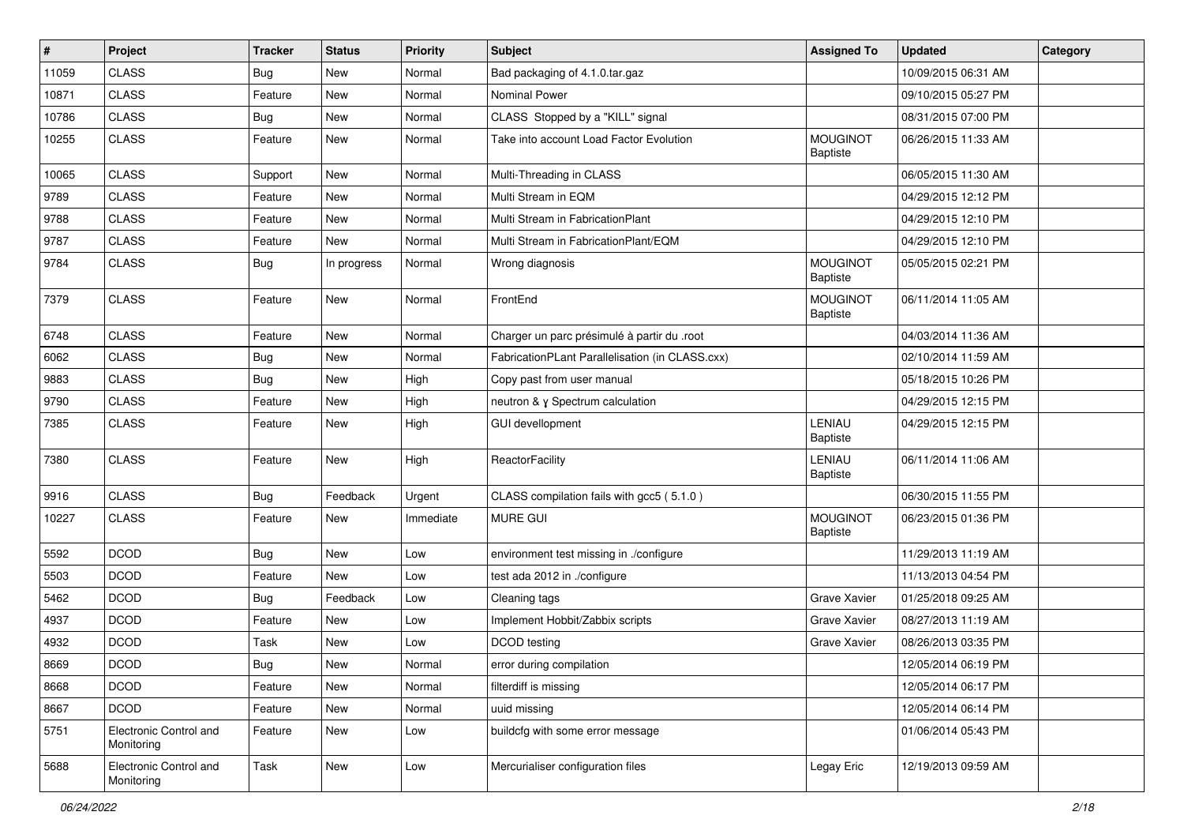| # | Project | Tracker | Status | Priority | Subject | Assigned To | Updated | Category |
|---|---|---|---|---|---|---|---|---|
| 11059 | CLASS | Bug | New | Normal | Bad packaging of 4.1.0.tar.gaz | | 10/09/2015 06:31 AM | |
| 10871 | CLASS | Feature | New | Normal | Nominal Power | | 09/10/2015 05:27 PM | |
| 10786 | CLASS | Bug | New | Normal | CLASS Stopped by a "KILL" signal | | 08/31/2015 07:00 PM | |
| 10255 | CLASS | Feature | New | Normal | Take into account Load Factor Evolution | MOUGINOT Baptiste | 06/26/2015 11:33 AM | |
| 10065 | CLASS | Support | New | Normal | Multi-Threading in CLASS | | 06/05/2015 11:30 AM | |
| 9789 | CLASS | Feature | New | Normal | Multi Stream in EQM | | 04/29/2015 12:12 PM | |
| 9788 | CLASS | Feature | New | Normal | Multi Stream in FabricationPlant | | 04/29/2015 12:10 PM | |
| 9787 | CLASS | Feature | New | Normal | Multi Stream in FabricationPlant/EQM | | 04/29/2015 12:10 PM | |
| 9784 | CLASS | Bug | In progress | Normal | Wrong diagnosis | MOUGINOT Baptiste | 05/05/2015 02:21 PM | |
| 7379 | CLASS | Feature | New | Normal | FrontEnd | MOUGINOT Baptiste | 06/11/2014 11:05 AM | |
| 6748 | CLASS | Feature | New | Normal | Charger un parc présimulé à partir du .root | | 04/03/2014 11:36 AM | |
| 6062 | CLASS | Bug | New | Normal | FabricationPLant Parallelisation (in CLASS.cxx) | | 02/10/2014 11:59 AM | |
| 9883 | CLASS | Bug | New | High | Copy past from user manual | | 05/18/2015 10:26 PM | |
| 9790 | CLASS | Feature | New | High | neutron & γ Spectrum calculation | | 04/29/2015 12:15 PM | |
| 7385 | CLASS | Feature | New | High | GUI devellopment | LENIAU Baptiste | 04/29/2015 12:15 PM | |
| 7380 | CLASS | Feature | New | High | ReactorFacility | LENIAU Baptiste | 06/11/2014 11:06 AM | |
| 9916 | CLASS | Bug | Feedback | Urgent | CLASS compilation fails with gcc5 ( 5.1.0 ) | | 06/30/2015 11:55 PM | |
| 10227 | CLASS | Feature | New | Immediate | MURE GUI | MOUGINOT Baptiste | 06/23/2015 01:36 PM | |
| 5592 | DCOD | Bug | New | Low | environment test missing in ./configure | | 11/29/2013 11:19 AM | |
| 5503 | DCOD | Feature | New | Low | test ada 2012 in ./configure | | 11/13/2013 04:54 PM | |
| 5462 | DCOD | Bug | Feedback | Low | Cleaning tags | Grave Xavier | 01/25/2018 09:25 AM | |
| 4937 | DCOD | Feature | New | Low | Implement Hobbit/Zabbix scripts | Grave Xavier | 08/27/2013 11:19 AM | |
| 4932 | DCOD | Task | New | Low | DCOD testing | Grave Xavier | 08/26/2013 03:35 PM | |
| 8669 | DCOD | Bug | New | Normal | error during compilation | | 12/05/2014 06:19 PM | |
| 8668 | DCOD | Feature | New | Normal | filterdiff is missing | | 12/05/2014 06:17 PM | |
| 8667 | DCOD | Feature | New | Normal | uuid missing | | 12/05/2014 06:14 PM | |
| 5751 | Electronic Control and Monitoring | Feature | New | Low | buildcfg with some error message | | 01/06/2014 05:43 PM | |
| 5688 | Electronic Control and Monitoring | Task | New | Low | Mercurialiser configuration files | Legay Eric | 12/19/2013 09:59 AM | |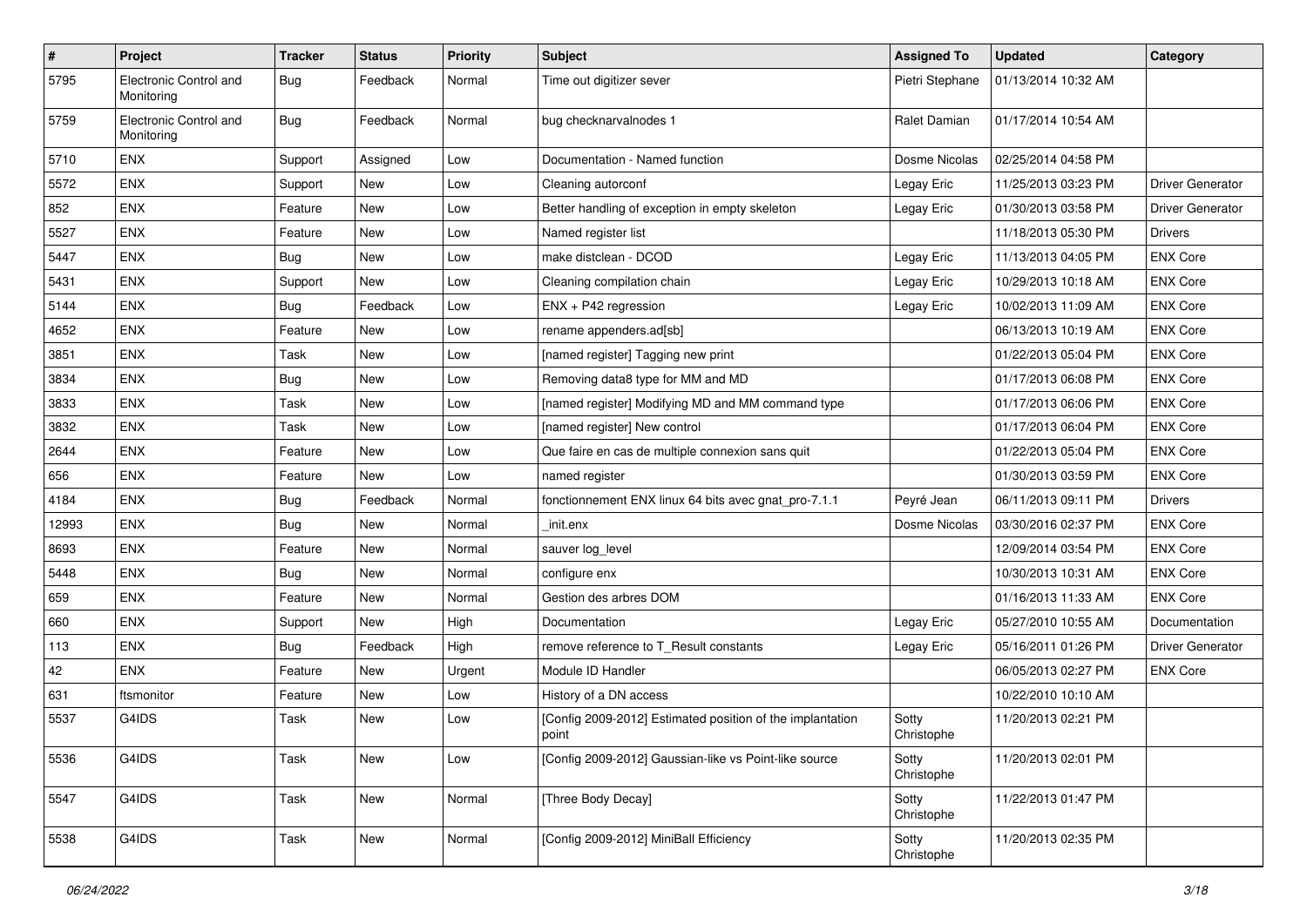| # | Project | Tracker | Status | Priority | Subject | Assigned To | Updated | Category |
|---|---|---|---|---|---|---|---|---|
| 5795 | Electronic Control and Monitoring | Bug | Feedback | Normal | Time out digitizer sever | Pietri Stephane | 01/13/2014 10:32 AM | |
| 5759 | Electronic Control and Monitoring | Bug | Feedback | Normal | bug checknarvalnodes 1 | Ralet Damian | 01/17/2014 10:54 AM | |
| 5710 | ENX | Support | Assigned | Low | Documentation - Named function | Dosme Nicolas | 02/25/2014 04:58 PM | |
| 5572 | ENX | Support | New | Low | Cleaning autorconf | Legay Eric | 11/25/2013 03:23 PM | Driver Generator |
| 852 | ENX | Feature | New | Low | Better handling of exception in empty skeleton | Legay Eric | 01/30/2013 03:58 PM | Driver Generator |
| 5527 | ENX | Feature | New | Low | Named register list | | 11/18/2013 05:30 PM | Drivers |
| 5447 | ENX | Bug | New | Low | make distclean - DCOD | Legay Eric | 11/13/2013 04:05 PM | ENX Core |
| 5431 | ENX | Support | New | Low | Cleaning compilation chain | Legay Eric | 10/29/2013 10:18 AM | ENX Core |
| 5144 | ENX | Bug | Feedback | Low | ENX + P42 regression | Legay Eric | 10/02/2013 11:09 AM | ENX Core |
| 4652 | ENX | Feature | New | Low | rename appenders.ad[sb] | | 06/13/2013 10:19 AM | ENX Core |
| 3851 | ENX | Task | New | Low | [named register] Tagging new print | | 01/22/2013 05:04 PM | ENX Core |
| 3834 | ENX | Bug | New | Low | Removing data8 type for MM and MD | | 01/17/2013 06:08 PM | ENX Core |
| 3833 | ENX | Task | New | Low | [named register] Modifying MD and MM command type | | 01/17/2013 06:06 PM | ENX Core |
| 3832 | ENX | Task | New | Low | [named register] New control | | 01/17/2013 06:04 PM | ENX Core |
| 2644 | ENX | Feature | New | Low | Que faire en cas de multiple connexion sans quit | | 01/22/2013 05:04 PM | ENX Core |
| 656 | ENX | Feature | New | Low | named register | | 01/30/2013 03:59 PM | ENX Core |
| 4184 | ENX | Bug | Feedback | Normal | fonctionnement ENX linux 64 bits avec gnat_pro-7.1.1 | Peyré Jean | 06/11/2013 09:11 PM | Drivers |
| 12993 | ENX | Bug | New | Normal | _init.enx | Dosme Nicolas | 03/30/2016 02:37 PM | ENX Core |
| 8693 | ENX | Feature | New | Normal | sauver log_level | | 12/09/2014 03:54 PM | ENX Core |
| 5448 | ENX | Bug | New | Normal | configure enx | | 10/30/2013 10:31 AM | ENX Core |
| 659 | ENX | Feature | New | Normal | Gestion des arbres DOM | | 01/16/2013 11:33 AM | ENX Core |
| 660 | ENX | Support | New | High | Documentation | Legay Eric | 05/27/2010 10:55 AM | Documentation |
| 113 | ENX | Bug | Feedback | High | remove reference to T_Result constants | Legay Eric | 05/16/2011 01:26 PM | Driver Generator |
| 42 | ENX | Feature | New | Urgent | Module ID Handler | | 06/05/2013 02:27 PM | ENX Core |
| 631 | ftsmonitor | Feature | New | Low | History of a DN access | | 10/22/2010 10:10 AM | |
| 5537 | G4IDS | Task | New | Low | [Config 2009-2012] Estimated position of the implantation point | Sotty Christophe | 11/20/2013 02:21 PM | |
| 5536 | G4IDS | Task | New | Low | [Config 2009-2012] Gaussian-like vs Point-like source | Sotty Christophe | 11/20/2013 02:01 PM | |
| 5547 | G4IDS | Task | New | Normal | [Three Body Decay] | Sotty Christophe | 11/22/2013 01:47 PM | |
| 5538 | G4IDS | Task | New | Normal | [Config 2009-2012] MiniBall Efficiency | Sotty Christophe | 11/20/2013 02:35 PM | |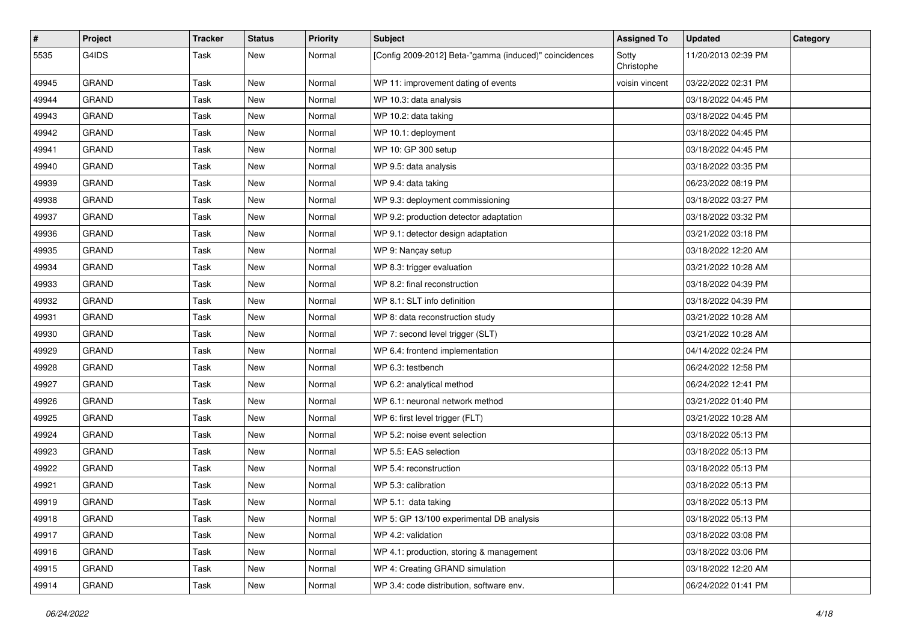| # | Project | Tracker | Status | Priority | Subject | Assigned To | Updated | Category |
|---|---|---|---|---|---|---|---|---|
| 5535 | G4IDS | Task | New | Normal | [Config 2009-2012] Beta-"gamma (induced)" coincidences | Sotty Christophe | 11/20/2013 02:39 PM | |
| 49945 | GRAND | Task | New | Normal | WP 11: improvement dating of events | voisin vincent | 03/22/2022 02:31 PM | |
| 49944 | GRAND | Task | New | Normal | WP 10.3: data analysis | | 03/18/2022 04:45 PM | |
| 49943 | GRAND | Task | New | Normal | WP 10.2: data taking | | 03/18/2022 04:45 PM | |
| 49942 | GRAND | Task | New | Normal | WP 10.1: deployment | | 03/18/2022 04:45 PM | |
| 49941 | GRAND | Task | New | Normal | WP 10: GP 300 setup | | 03/18/2022 04:45 PM | |
| 49940 | GRAND | Task | New | Normal | WP 9.5: data analysis | | 03/18/2022 03:35 PM | |
| 49939 | GRAND | Task | New | Normal | WP 9.4: data taking | | 06/23/2022 08:19 PM | |
| 49938 | GRAND | Task | New | Normal | WP 9.3: deployment commissioning | | 03/18/2022 03:27 PM | |
| 49937 | GRAND | Task | New | Normal | WP 9.2: production detector adaptation | | 03/18/2022 03:32 PM | |
| 49936 | GRAND | Task | New | Normal | WP 9.1: detector design adaptation | | 03/21/2022 03:18 PM | |
| 49935 | GRAND | Task | New | Normal | WP 9: Nançay setup | | 03/18/2022 12:20 AM | |
| 49934 | GRAND | Task | New | Normal | WP 8.3: trigger evaluation | | 03/21/2022 10:28 AM | |
| 49933 | GRAND | Task | New | Normal | WP 8.2: final reconstruction | | 03/18/2022 04:39 PM | |
| 49932 | GRAND | Task | New | Normal | WP 8.1: SLT info definition | | 03/18/2022 04:39 PM | |
| 49931 | GRAND | Task | New | Normal | WP 8: data reconstruction study | | 03/21/2022 10:28 AM | |
| 49930 | GRAND | Task | New | Normal | WP 7: second level trigger (SLT) | | 03/21/2022 10:28 AM | |
| 49929 | GRAND | Task | New | Normal | WP 6.4: frontend implementation | | 04/14/2022 02:24 PM | |
| 49928 | GRAND | Task | New | Normal | WP 6.3: testbench | | 06/24/2022 12:58 PM | |
| 49927 | GRAND | Task | New | Normal | WP 6.2: analytical method | | 06/24/2022 12:41 PM | |
| 49926 | GRAND | Task | New | Normal | WP 6.1: neuronal network method | | 03/21/2022 01:40 PM | |
| 49925 | GRAND | Task | New | Normal | WP 6: first level trigger (FLT) | | 03/21/2022 10:28 AM | |
| 49924 | GRAND | Task | New | Normal | WP 5.2: noise event selection | | 03/18/2022 05:13 PM | |
| 49923 | GRAND | Task | New | Normal | WP 5.5: EAS selection | | 03/18/2022 05:13 PM | |
| 49922 | GRAND | Task | New | Normal | WP 5.4: reconstruction | | 03/18/2022 05:13 PM | |
| 49921 | GRAND | Task | New | Normal | WP 5.3: calibration | | 03/18/2022 05:13 PM | |
| 49919 | GRAND | Task | New | Normal | WP 5.1: data taking | | 03/18/2022 05:13 PM | |
| 49918 | GRAND | Task | New | Normal | WP 5: GP 13/100 experimental DB analysis | | 03/18/2022 05:13 PM | |
| 49917 | GRAND | Task | New | Normal | WP 4.2: validation | | 03/18/2022 03:08 PM | |
| 49916 | GRAND | Task | New | Normal | WP 4.1: production, storing & management | | 03/18/2022 03:06 PM | |
| 49915 | GRAND | Task | New | Normal | WP 4: Creating GRAND simulation | | 03/18/2022 12:20 AM | |
| 49914 | GRAND | Task | New | Normal | WP 3.4: code distribution, software env. | | 06/24/2022 01:41 PM | |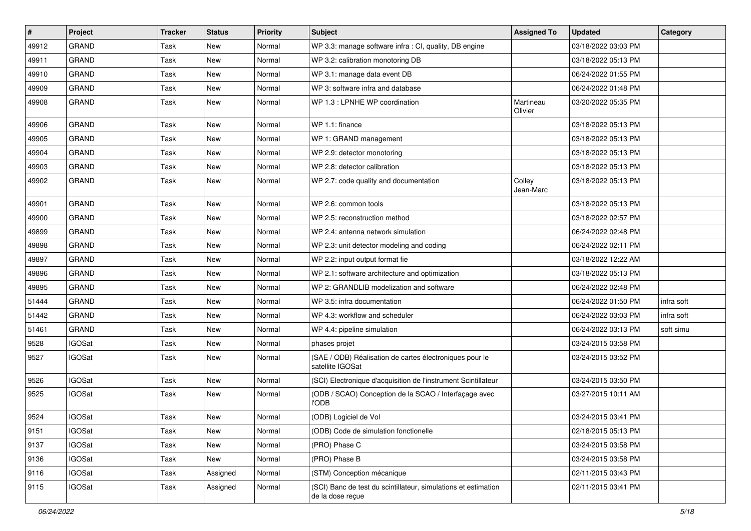| # | Project | Tracker | Status | Priority | Subject | Assigned To | Updated | Category |
|---|---|---|---|---|---|---|---|---|
| 49912 | GRAND | Task | New | Normal | WP 3.3: manage software infra : CI, quality, DB engine | | 03/18/2022 03:03 PM | |
| 49911 | GRAND | Task | New | Normal | WP 3.2: calibration monotoring DB | | 03/18/2022 05:13 PM | |
| 49910 | GRAND | Task | New | Normal | WP 3.1: manage data event DB | | 06/24/2022 01:55 PM | |
| 49909 | GRAND | Task | New | Normal | WP 3: software infra and database | | 06/24/2022 01:48 PM | |
| 49908 | GRAND | Task | New | Normal | WP 1.3 : LPNHE WP coordination | Martineau Olivier | 03/20/2022 05:35 PM | |
| 49906 | GRAND | Task | New | Normal | WP 1.1: finance | | 03/18/2022 05:13 PM | |
| 49905 | GRAND | Task | New | Normal | WP 1: GRAND management | | 03/18/2022 05:13 PM | |
| 49904 | GRAND | Task | New | Normal | WP 2.9: detector monotoring | | 03/18/2022 05:13 PM | |
| 49903 | GRAND | Task | New | Normal | WP 2.8: detector calibration | | 03/18/2022 05:13 PM | |
| 49902 | GRAND | Task | New | Normal | WP 2.7: code quality and documentation | Colley Jean-Marc | 03/18/2022 05:13 PM | |
| 49901 | GRAND | Task | New | Normal | WP 2.6: common tools | | 03/18/2022 05:13 PM | |
| 49900 | GRAND | Task | New | Normal | WP 2.5: reconstruction method | | 03/18/2022 02:57 PM | |
| 49899 | GRAND | Task | New | Normal | WP 2.4: antenna network simulation | | 06/24/2022 02:48 PM | |
| 49898 | GRAND | Task | New | Normal | WP 2.3: unit detector modeling and coding | | 06/24/2022 02:11 PM | |
| 49897 | GRAND | Task | New | Normal | WP 2.2: input output format fie | | 03/18/2022 12:22 AM | |
| 49896 | GRAND | Task | New | Normal | WP 2.1: software architecture and optimization | | 03/18/2022 05:13 PM | |
| 49895 | GRAND | Task | New | Normal | WP 2: GRANDLIB modelization and software | | 06/24/2022 02:48 PM | |
| 51444 | GRAND | Task | New | Normal | WP 3.5: infra documentation | | 06/24/2022 01:50 PM | infra soft |
| 51442 | GRAND | Task | New | Normal | WP 4.3: workflow and scheduler | | 06/24/2022 03:03 PM | infra soft |
| 51461 | GRAND | Task | New | Normal | WP 4.4: pipeline simulation | | 06/24/2022 03:13 PM | soft simu |
| 9528 | IGOSat | Task | New | Normal | phases projet | | 03/24/2015 03:58 PM | |
| 9527 | IGOSat | Task | New | Normal | (SAE / ODB) Réalisation de cartes électroniques pour le satellite IGOSat | | 03/24/2015 03:52 PM | |
| 9526 | IGOSat | Task | New | Normal | (SCI) Electronique d'acquisition de l'instrument Scintillateur | | 03/24/2015 03:50 PM | |
| 9525 | IGOSat | Task | New | Normal | (ODB / SCAO) Conception de la SCAO / Interfaçage avec l'ODB | | 03/27/2015 10:11 AM | |
| 9524 | IGOSat | Task | New | Normal | (ODB) Logiciel de Vol | | 03/24/2015 03:41 PM | |
| 9151 | IGOSat | Task | New | Normal | (ODB) Code de simulation fonctionelle | | 02/18/2015 05:13 PM | |
| 9137 | IGOSat | Task | New | Normal | (PRO) Phase C | | 03/24/2015 03:58 PM | |
| 9136 | IGOSat | Task | New | Normal | (PRO) Phase B | | 03/24/2015 03:58 PM | |
| 9116 | IGOSat | Task | Assigned | Normal | (STM) Conception mécanique | | 02/11/2015 03:43 PM | |
| 9115 | IGOSat | Task | Assigned | Normal | (SCI) Banc de test du scintillateur, simulations et estimation de la dose reçue | | 02/11/2015 03:41 PM | |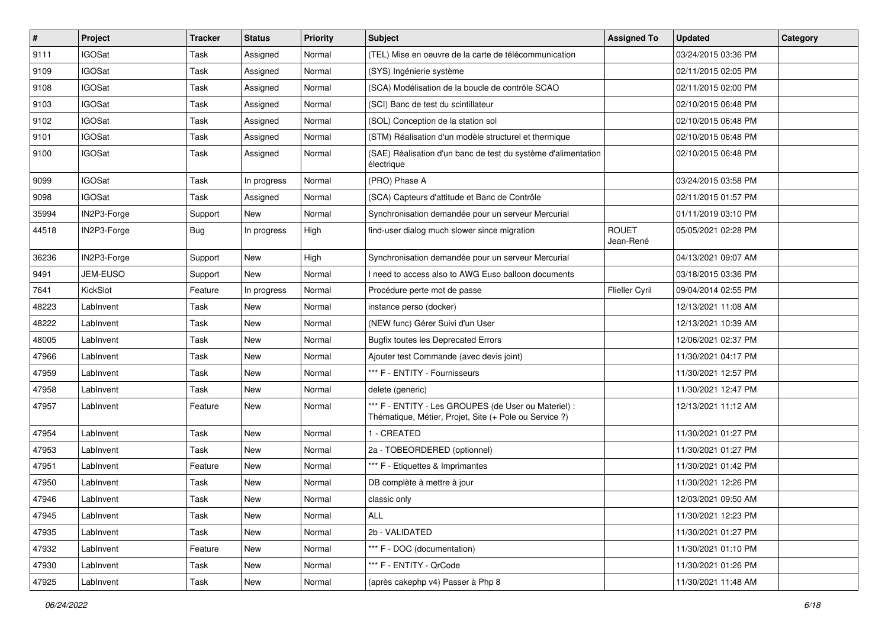| # | Project | Tracker | Status | Priority | Subject | Assigned To | Updated | Category |
|---|---|---|---|---|---|---|---|---|
| 9111 | IGOSat | Task | Assigned | Normal | (TEL) Mise en oeuvre de la carte de télécommunication | | 03/24/2015 03:36 PM | |
| 9109 | IGOSat | Task | Assigned | Normal | (SYS) Ingénierie système | | 02/11/2015 02:05 PM | |
| 9108 | IGOSat | Task | Assigned | Normal | (SCA) Modélisation de la boucle de contrôle SCAO | | 02/11/2015 02:00 PM | |
| 9103 | IGOSat | Task | Assigned | Normal | (SCI) Banc de test du scintillateur | | 02/10/2015 06:48 PM | |
| 9102 | IGOSat | Task | Assigned | Normal | (SOL) Conception de la station sol | | 02/10/2015 06:48 PM | |
| 9101 | IGOSat | Task | Assigned | Normal | (STM) Réalisation d'un modèle structurel et thermique | | 02/10/2015 06:48 PM | |
| 9100 | IGOSat | Task | Assigned | Normal | (SAE) Réalisation d'un banc de test du système d'alimentation électrique | | 02/10/2015 06:48 PM | |
| 9099 | IGOSat | Task | In progress | Normal | (PRO) Phase A | | 03/24/2015 03:58 PM | |
| 9098 | IGOSat | Task | Assigned | Normal | (SCA) Capteurs d'attitude et Banc de Contrôle | | 02/11/2015 01:57 PM | |
| 35994 | IN2P3-Forge | Support | New | Normal | Synchronisation demandée pour un serveur Mercurial | | 01/11/2019 03:10 PM | |
| 44518 | IN2P3-Forge | Bug | In progress | High | find-user dialog much slower since migration | ROUET Jean-René | 05/05/2021 02:28 PM | |
| 36236 | IN2P3-Forge | Support | New | High | Synchronisation demandée pour un serveur Mercurial | | 04/13/2021 09:07 AM | |
| 9491 | JEM-EUSO | Support | New | Normal | I need to access also to AWG Euso balloon documents | | 03/18/2015 03:36 PM | |
| 7641 | KickSlot | Feature | In progress | Normal | Procédure perte mot de passe | Flieller Cyril | 09/04/2014 02:55 PM | |
| 48223 | LabInvent | Task | New | Normal | instance perso (docker) | | 12/13/2021 11:08 AM | |
| 48222 | LabInvent | Task | New | Normal | (NEW func) Gérer Suivi d'un User | | 12/13/2021 10:39 AM | |
| 48005 | LabInvent | Task | New | Normal | Bugfix toutes les Deprecated Errors | | 12/06/2021 02:37 PM | |
| 47966 | LabInvent | Task | New | Normal | Ajouter test Commande (avec devis joint) | | 11/30/2021 04:17 PM | |
| 47959 | LabInvent | Task | New | Normal | *** F - ENTITY - Fournisseurs | | 11/30/2021 12:57 PM | |
| 47958 | LabInvent | Task | New | Normal | delete (generic) | | 11/30/2021 12:47 PM | |
| 47957 | LabInvent | Feature | New | Normal | *** F - ENTITY - Les GROUPES (de User ou Materiel) : Thématique, Métier, Projet, Site (+ Pole ou Service ?) | | 12/13/2021 11:12 AM | |
| 47954 | LabInvent | Task | New | Normal | 1 - CREATED | | 11/30/2021 01:27 PM | |
| 47953 | LabInvent | Task | New | Normal | 2a - TOBEORDERED (optionnel) | | 11/30/2021 01:27 PM | |
| 47951 | LabInvent | Feature | New | Normal | *** F - Etiquettes & Imprimantes | | 11/30/2021 01:42 PM | |
| 47950 | LabInvent | Task | New | Normal | DB complète à mettre à jour | | 11/30/2021 12:26 PM | |
| 47946 | LabInvent | Task | New | Normal | classic only | | 12/03/2021 09:50 AM | |
| 47945 | LabInvent | Task | New | Normal | ALL | | 11/30/2021 12:23 PM | |
| 47935 | LabInvent | Task | New | Normal | 2b - VALIDATED | | 11/30/2021 01:27 PM | |
| 47932 | LabInvent | Feature | New | Normal | *** F - DOC (documentation) | | 11/30/2021 01:10 PM | |
| 47930 | LabInvent | Task | New | Normal | *** F - ENTITY - QrCode | | 11/30/2021 01:26 PM | |
| 47925 | LabInvent | Task | New | Normal | (après cakephp v4) Passer à Php 8 | | 11/30/2021 11:48 AM | |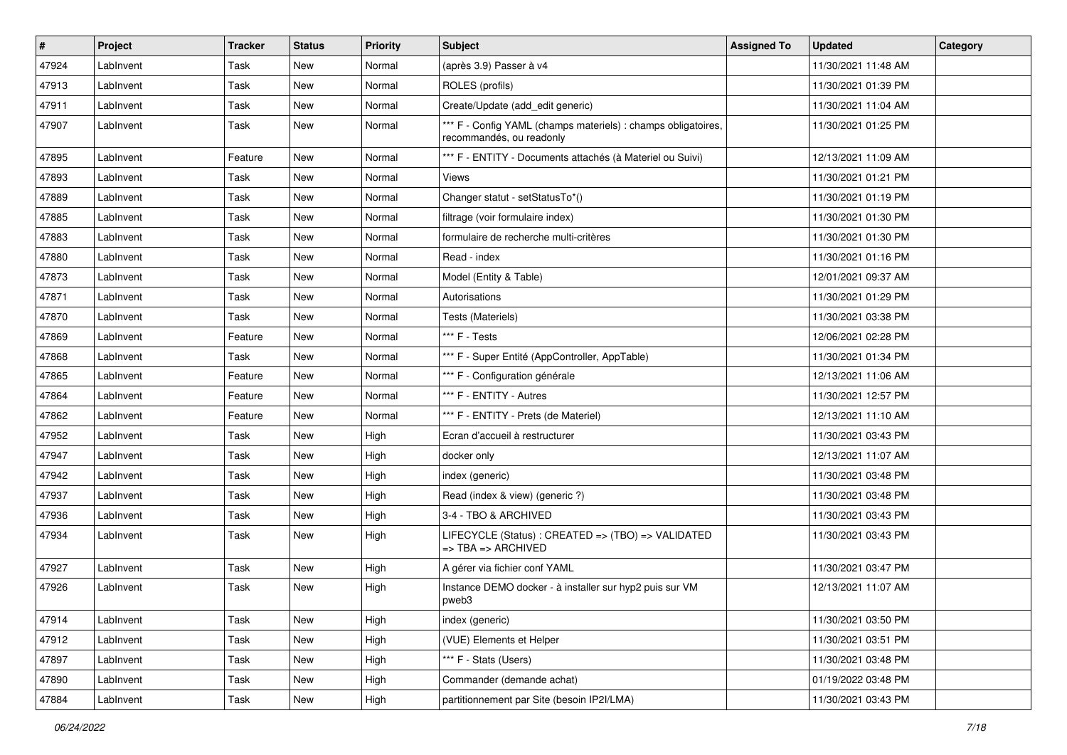| # | Project | Tracker | Status | Priority | Subject | Assigned To | Updated | Category |
|---|---|---|---|---|---|---|---|---|
| 47924 | LabInvent | Task | New | Normal | (après 3.9) Passer à v4 | | 11/30/2021 11:48 AM | |
| 47913 | LabInvent | Task | New | Normal | ROLES (profils) | | 11/30/2021 01:39 PM | |
| 47911 | LabInvent | Task | New | Normal | Create/Update (add_edit generic) | | 11/30/2021 11:04 AM | |
| 47907 | LabInvent | Task | New | Normal | *** F - Config YAML (champs materiels) : champs obligatoires, recommandés, ou readonly | | 11/30/2021 01:25 PM | |
| 47895 | LabInvent | Feature | New | Normal | *** F - ENTITY - Documents attachés (à Materiel ou Suivi) | | 12/13/2021 11:09 AM | |
| 47893 | LabInvent | Task | New | Normal | Views | | 11/30/2021 01:21 PM | |
| 47889 | LabInvent | Task | New | Normal | Changer statut - setStatusTo*() | | 11/30/2021 01:19 PM | |
| 47885 | LabInvent | Task | New | Normal | filtrage (voir formulaire index) | | 11/30/2021 01:30 PM | |
| 47883 | LabInvent | Task | New | Normal | formulaire de recherche multi-critères | | 11/30/2021 01:30 PM | |
| 47880 | LabInvent | Task | New | Normal | Read - index | | 11/30/2021 01:16 PM | |
| 47873 | LabInvent | Task | New | Normal | Model (Entity & Table) | | 12/01/2021 09:37 AM | |
| 47871 | LabInvent | Task | New | Normal | Autorisations | | 11/30/2021 01:29 PM | |
| 47870 | LabInvent | Task | New | Normal | Tests (Materiels) | | 11/30/2021 03:38 PM | |
| 47869 | LabInvent | Feature | New | Normal | *** F - Tests | | 12/06/2021 02:28 PM | |
| 47868 | LabInvent | Task | New | Normal | *** F - Super Entité (AppController, AppTable) | | 11/30/2021 01:34 PM | |
| 47865 | LabInvent | Feature | New | Normal | *** F - Configuration générale | | 12/13/2021 11:06 AM | |
| 47864 | LabInvent | Feature | New | Normal | *** F - ENTITY - Autres | | 11/30/2021 12:57 PM | |
| 47862 | LabInvent | Feature | New | Normal | *** F - ENTITY - Prets (de Materiel) | | 12/13/2021 11:10 AM | |
| 47952 | LabInvent | Task | New | High | Ecran d'accueil à restructurer | | 11/30/2021 03:43 PM | |
| 47947 | LabInvent | Task | New | High | docker only | | 12/13/2021 11:07 AM | |
| 47942 | LabInvent | Task | New | High | index (generic) | | 11/30/2021 03:48 PM | |
| 47937 | LabInvent | Task | New | High | Read (index & view) (generic ?) | | 11/30/2021 03:48 PM | |
| 47936 | LabInvent | Task | New | High | 3-4 - TBO & ARCHIVED | | 11/30/2021 03:43 PM | |
| 47934 | LabInvent | Task | New | High | LIFECYCLE (Status) : CREATED => (TBO) => VALIDATED => TBA => ARCHIVED | | 11/30/2021 03:43 PM | |
| 47927 | LabInvent | Task | New | High | A gérer via fichier conf YAML | | 11/30/2021 03:47 PM | |
| 47926 | LabInvent | Task | New | High | Instance DEMO docker - à installer sur hyp2 puis sur VM pweb3 | | 12/13/2021 11:07 AM | |
| 47914 | LabInvent | Task | New | High | index (generic) | | 11/30/2021 03:50 PM | |
| 47912 | LabInvent | Task | New | High | (VUE) Elements et Helper | | 11/30/2021 03:51 PM | |
| 47897 | LabInvent | Task | New | High | *** F - Stats (Users) | | 11/30/2021 03:48 PM | |
| 47890 | LabInvent | Task | New | High | Commander (demande achat) | | 01/19/2022 03:48 PM | |
| 47884 | LabInvent | Task | New | High | partitionnement par Site (besoin IP2I/LMA) | | 11/30/2021 03:43 PM | |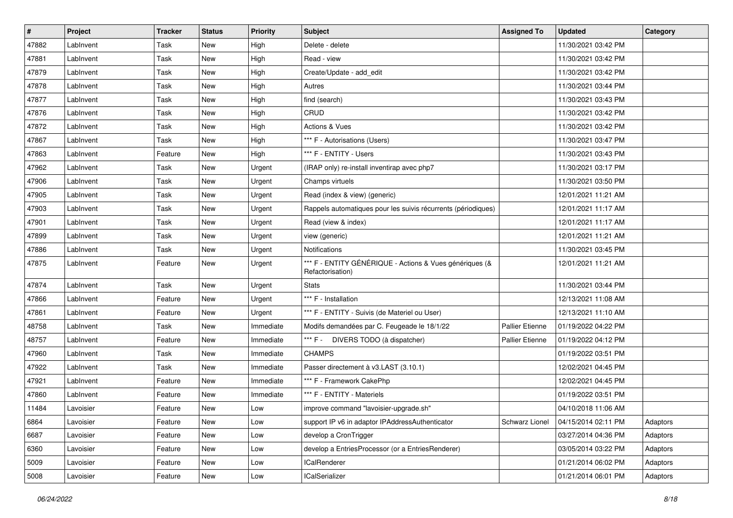| # | Project | Tracker | Status | Priority | Subject | Assigned To | Updated | Category |
|---|---|---|---|---|---|---|---|---|
| 47882 | LabInvent | Task | New | High | Delete - delete | | 11/30/2021 03:42 PM | |
| 47881 | LabInvent | Task | New | High | Read - view | | 11/30/2021 03:42 PM | |
| 47879 | LabInvent | Task | New | High | Create/Update - add_edit | | 11/30/2021 03:42 PM | |
| 47878 | LabInvent | Task | New | High | Autres | | 11/30/2021 03:44 PM | |
| 47877 | LabInvent | Task | New | High | find (search) | | 11/30/2021 03:43 PM | |
| 47876 | LabInvent | Task | New | High | CRUD | | 11/30/2021 03:42 PM | |
| 47872 | LabInvent | Task | New | High | Actions & Vues | | 11/30/2021 03:42 PM | |
| 47867 | LabInvent | Task | New | High | *** F - Autorisations (Users) | | 11/30/2021 03:47 PM | |
| 47863 | LabInvent | Feature | New | High | *** F - ENTITY - Users | | 11/30/2021 03:43 PM | |
| 47962 | LabInvent | Task | New | Urgent | (IRAP only) re-install inventirap avec php7 | | 11/30/2021 03:17 PM | |
| 47906 | LabInvent | Task | New | Urgent | Champs virtuels | | 11/30/2021 03:50 PM | |
| 47905 | LabInvent | Task | New | Urgent | Read (index & view) (generic) | | 12/01/2021 11:21 AM | |
| 47903 | LabInvent | Task | New | Urgent | Rappels automatiques pour les suivis récurrents (périodiques) | | 12/01/2021 11:17 AM | |
| 47901 | LabInvent | Task | New | Urgent | Read (view & index) | | 12/01/2021 11:17 AM | |
| 47899 | LabInvent | Task | New | Urgent | view (generic) | | 12/01/2021 11:21 AM | |
| 47886 | LabInvent | Task | New | Urgent | Notifications | | 11/30/2021 03:45 PM | |
| 47875 | LabInvent | Feature | New | Urgent | *** F - ENTITY GÉNÉRIQUE - Actions & Vues génériques (& Refactorisation) | | 12/01/2021 11:21 AM | |
| 47874 | LabInvent | Task | New | Urgent | Stats | | 11/30/2021 03:44 PM | |
| 47866 | LabInvent | Feature | New | Urgent | *** F - Installation | | 12/13/2021 11:08 AM | |
| 47861 | LabInvent | Feature | New | Urgent | *** F - ENTITY - Suivis (de Materiel ou User) | | 12/13/2021 11:10 AM | |
| 48758 | LabInvent | Task | New | Immediate | Modifs demandées par C. Feugeade le 18/1/22 | Pallier Etienne | 01/19/2022 04:22 PM | |
| 48757 | LabInvent | Feature | New | Immediate | *** F - DIVERS TODO (à dispatcher) | Pallier Etienne | 01/19/2022 04:12 PM | |
| 47960 | LabInvent | Task | New | Immediate | CHAMPS | | 01/19/2022 03:51 PM | |
| 47922 | LabInvent | Task | New | Immediate | Passer directement à v3.LAST (3.10.1) | | 12/02/2021 04:45 PM | |
| 47921 | LabInvent | Feature | New | Immediate | *** F - Framework CakePhp | | 12/02/2021 04:45 PM | |
| 47860 | LabInvent | Feature | New | Immediate | *** F - ENTITY - Materiels | | 01/19/2022 03:51 PM | |
| 11484 | Lavoisier | Feature | New | Low | improve command "lavoisier-upgrade.sh" | | 04/10/2018 11:06 AM | |
| 6864 | Lavoisier | Feature | New | Low | support IP v6 in adaptor IPAddressAuthenticator | Schwarz Lionel | 04/15/2014 02:11 PM | Adaptors |
| 6687 | Lavoisier | Feature | New | Low | develop a CronTrigger | | 03/27/2014 04:36 PM | Adaptors |
| 6360 | Lavoisier | Feature | New | Low | develop a EntriesProcessor (or a EntriesRenderer) | | 03/05/2014 03:22 PM | Adaptors |
| 5009 | Lavoisier | Feature | New | Low | ICalRenderer | | 01/21/2014 06:02 PM | Adaptors |
| 5008 | Lavoisier | Feature | New | Low | ICalSerializer | | 01/21/2014 06:01 PM | Adaptors |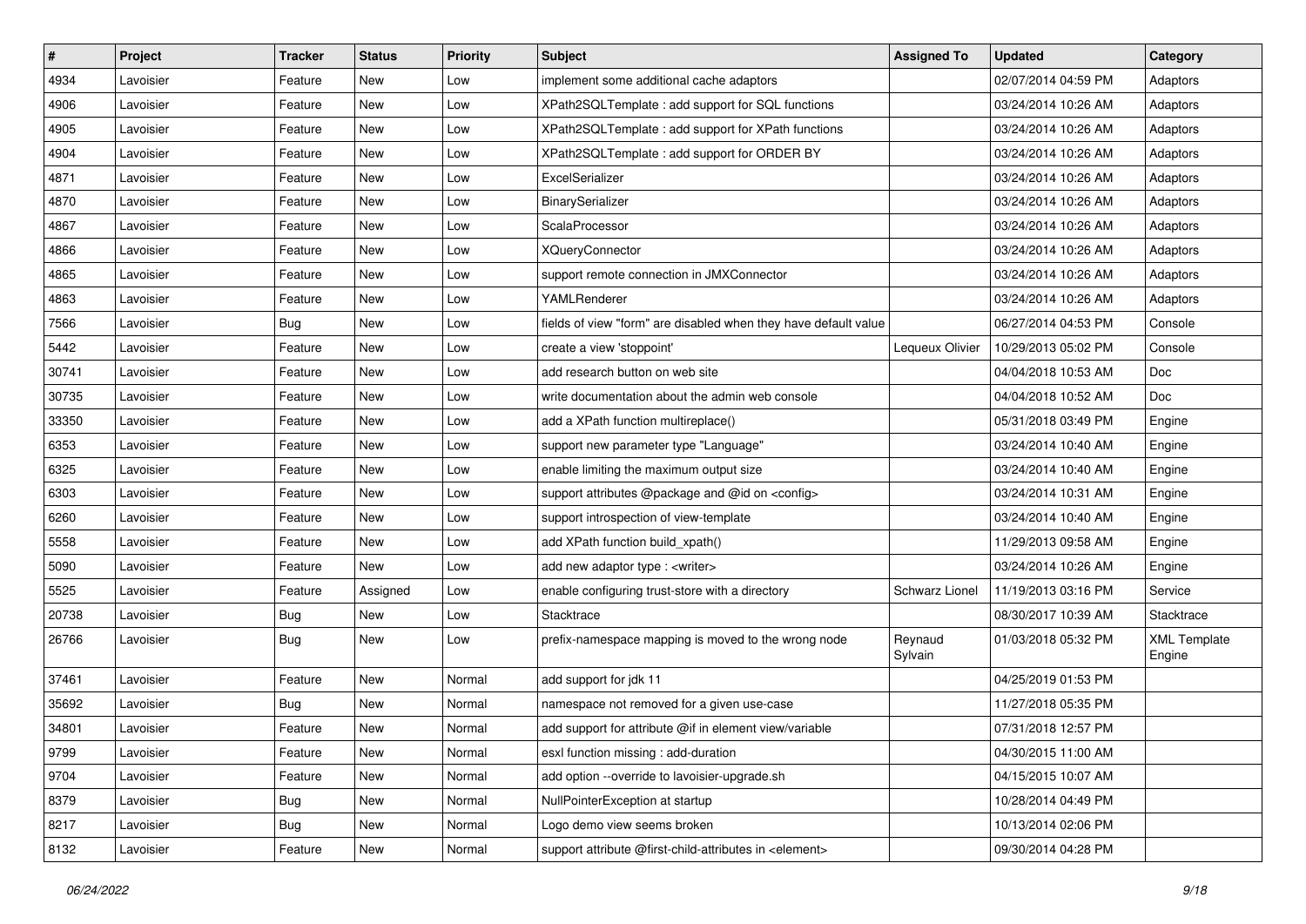| # | Project | Tracker | Status | Priority | Subject | Assigned To | Updated | Category |
|---|---|---|---|---|---|---|---|---|
| 4934 | Lavoisier | Feature | New | Low | implement some additional cache adaptors | | 02/07/2014 04:59 PM | Adaptors |
| 4906 | Lavoisier | Feature | New | Low | XPath2SQLTemplate : add support for SQL functions | | 03/24/2014 10:26 AM | Adaptors |
| 4905 | Lavoisier | Feature | New | Low | XPath2SQLTemplate : add support for XPath functions | | 03/24/2014 10:26 AM | Adaptors |
| 4904 | Lavoisier | Feature | New | Low | XPath2SQLTemplate : add support for ORDER BY | | 03/24/2014 10:26 AM | Adaptors |
| 4871 | Lavoisier | Feature | New | Low | ExcelSerializer | | 03/24/2014 10:26 AM | Adaptors |
| 4870 | Lavoisier | Feature | New | Low | BinarySerializer | | 03/24/2014 10:26 AM | Adaptors |
| 4867 | Lavoisier | Feature | New | Low | ScalaProcessor | | 03/24/2014 10:26 AM | Adaptors |
| 4866 | Lavoisier | Feature | New | Low | XQueryConnector | | 03/24/2014 10:26 AM | Adaptors |
| 4865 | Lavoisier | Feature | New | Low | support remote connection in JMXConnector | | 03/24/2014 10:26 AM | Adaptors |
| 4863 | Lavoisier | Feature | New | Low | YAMLRenderer | | 03/24/2014 10:26 AM | Adaptors |
| 7566 | Lavoisier | Bug | New | Low | fields of view "form" are disabled when they have default value | | 06/27/2014 04:53 PM | Console |
| 5442 | Lavoisier | Feature | New | Low | create a view 'stoppoint' | Lequeux Olivier | 10/29/2013 05:02 PM | Console |
| 30741 | Lavoisier | Feature | New | Low | add research button on web site | | 04/04/2018 10:53 AM | Doc |
| 30735 | Lavoisier | Feature | New | Low | write documentation about the admin web console | | 04/04/2018 10:52 AM | Doc |
| 33350 | Lavoisier | Feature | New | Low | add a XPath function multireplace() | | 05/31/2018 03:49 PM | Engine |
| 6353 | Lavoisier | Feature | New | Low | support new parameter type "Language" | | 03/24/2014 10:40 AM | Engine |
| 6325 | Lavoisier | Feature | New | Low | enable limiting the maximum output size | | 03/24/2014 10:40 AM | Engine |
| 6303 | Lavoisier | Feature | New | Low | support attributes @package and @id on <config> | | 03/24/2014 10:31 AM | Engine |
| 6260 | Lavoisier | Feature | New | Low | support introspection of view-template | | 03/24/2014 10:40 AM | Engine |
| 5558 | Lavoisier | Feature | New | Low | add XPath function build_xpath() | | 11/29/2013 09:58 AM | Engine |
| 5090 | Lavoisier | Feature | New | Low | add new adaptor type : <writer> | | 03/24/2014 10:26 AM | Engine |
| 5525 | Lavoisier | Feature | Assigned | Low | enable configuring trust-store with a directory | Schwarz Lionel | 11/19/2013 03:16 PM | Service |
| 20738 | Lavoisier | Bug | New | Low | Stacktrace | | 08/30/2017 10:39 AM | Stacktrace |
| 26766 | Lavoisier | Bug | New | Low | prefix-namespace mapping is moved to the wrong node | Reynaud Sylvain | 01/03/2018 05:32 PM | XML Template Engine |
| 37461 | Lavoisier | Feature | New | Normal | add support for jdk 11 | | 04/25/2019 01:53 PM | |
| 35692 | Lavoisier | Bug | New | Normal | namespace not removed for a given use-case | | 11/27/2018 05:35 PM | |
| 34801 | Lavoisier | Feature | New | Normal | add support for attribute @if in element view/variable | | 07/31/2018 12:57 PM | |
| 9799 | Lavoisier | Feature | New | Normal | esxl function missing : add-duration | | 04/30/2015 11:00 AM | |
| 9704 | Lavoisier | Feature | New | Normal | add option --override to lavoisier-upgrade.sh | | 04/15/2015 10:07 AM | |
| 8379 | Lavoisier | Bug | New | Normal | NullPointerException at startup | | 10/28/2014 04:49 PM | |
| 8217 | Lavoisier | Bug | New | Normal | Logo demo view seems broken | | 10/13/2014 02:06 PM | |
| 8132 | Lavoisier | Feature | New | Normal | support attribute @first-child-attributes in <element> | | 09/30/2014 04:28 PM | |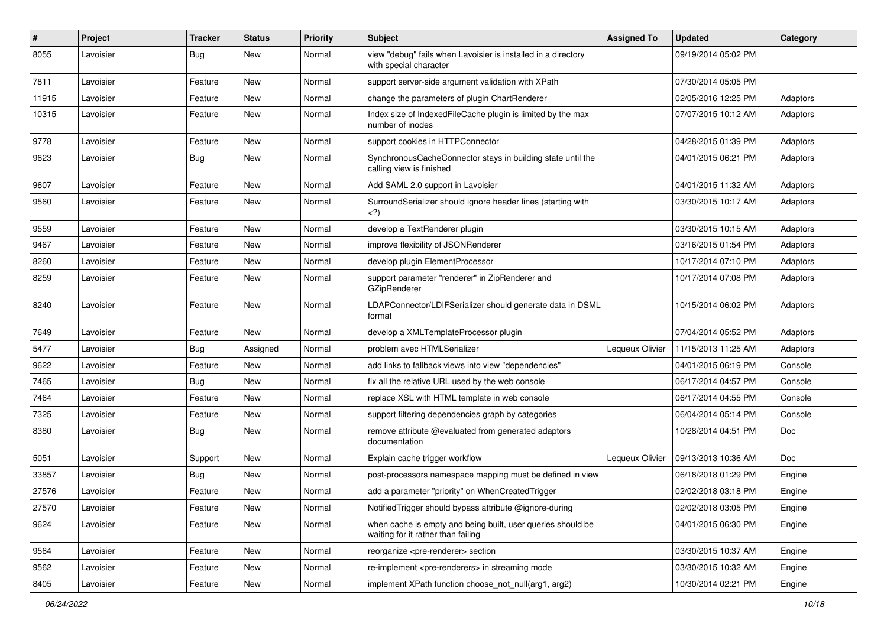| # | Project | Tracker | Status | Priority | Subject | Assigned To | Updated | Category |
|---|---|---|---|---|---|---|---|---|
| 8055 | Lavoisier | Bug | New | Normal | view "debug" fails when Lavoisier is installed in a directory with special character | | 09/19/2014 05:02 PM | |
| 7811 | Lavoisier | Feature | New | Normal | support server-side argument validation with XPath | | 07/30/2014 05:05 PM | |
| 11915 | Lavoisier | Feature | New | Normal | change the parameters of plugin ChartRenderer | | 02/05/2016 12:25 PM | Adaptors |
| 10315 | Lavoisier | Feature | New | Normal | Index size of IndexedFileCache plugin is limited by the max number of inodes | | 07/07/2015 10:12 AM | Adaptors |
| 9778 | Lavoisier | Feature | New | Normal | support cookies in HTTPConnector | | 04/28/2015 01:39 PM | Adaptors |
| 9623 | Lavoisier | Bug | New | Normal | SynchronousCacheConnector stays in building state until the calling view is finished | | 04/01/2015 06:21 PM | Adaptors |
| 9607 | Lavoisier | Feature | New | Normal | Add SAML 2.0 support in Lavoisier | | 04/01/2015 11:32 AM | Adaptors |
| 9560 | Lavoisier | Feature | New | Normal | SurroundSerializer should ignore header lines (starting with <?) | | 03/30/2015 10:17 AM | Adaptors |
| 9559 | Lavoisier | Feature | New | Normal | develop a TextRenderer plugin | | 03/30/2015 10:15 AM | Adaptors |
| 9467 | Lavoisier | Feature | New | Normal | improve flexibility of JSONRenderer | | 03/16/2015 01:54 PM | Adaptors |
| 8260 | Lavoisier | Feature | New | Normal | develop plugin ElementProcessor | | 10/17/2014 07:10 PM | Adaptors |
| 8259 | Lavoisier | Feature | New | Normal | support parameter "renderer" in ZipRenderer and GZipRenderer | | 10/17/2014 07:08 PM | Adaptors |
| 8240 | Lavoisier | Feature | New | Normal | LDAPConnector/LDIFSerializer should generate data in DSML format | | 10/15/2014 06:02 PM | Adaptors |
| 7649 | Lavoisier | Feature | New | Normal | develop a XMLTemplateProcessor plugin | | 07/04/2014 05:52 PM | Adaptors |
| 5477 | Lavoisier | Bug | Assigned | Normal | problem avec HTMLSerializer | Lequeux Olivier | 11/15/2013 11:25 AM | Adaptors |
| 9622 | Lavoisier | Feature | New | Normal | add links to fallback views into view "dependencies" | | 04/01/2015 06:19 PM | Console |
| 7465 | Lavoisier | Bug | New | Normal | fix all the relative URL used by the web console | | 06/17/2014 04:57 PM | Console |
| 7464 | Lavoisier | Feature | New | Normal | replace XSL with HTML template in web console | | 06/17/2014 04:55 PM | Console |
| 7325 | Lavoisier | Feature | New | Normal | support filtering dependencies graph by categories | | 06/04/2014 05:14 PM | Console |
| 8380 | Lavoisier | Bug | New | Normal | remove attribute @evaluated from generated adaptors documentation | | 10/28/2014 04:51 PM | Doc |
| 5051 | Lavoisier | Support | New | Normal | Explain cache trigger workflow | Lequeux Olivier | 09/13/2013 10:36 AM | Doc |
| 33857 | Lavoisier | Bug | New | Normal | post-processors namespace mapping must be defined in view | | 06/18/2018 01:29 PM | Engine |
| 27576 | Lavoisier | Feature | New | Normal | add a parameter "priority" on WhenCreatedTrigger | | 02/02/2018 03:18 PM | Engine |
| 27570 | Lavoisier | Feature | New | Normal | NotifiedTrigger should bypass attribute @ignore-during | | 02/02/2018 03:05 PM | Engine |
| 9624 | Lavoisier | Feature | New | Normal | when cache is empty and being built, user queries should be waiting for it rather than failing | | 04/01/2015 06:30 PM | Engine |
| 9564 | Lavoisier | Feature | New | Normal | reorganize <pre-renderer> section | | 03/30/2015 10:37 AM | Engine |
| 9562 | Lavoisier | Feature | New | Normal | re-implement <pre-renderers> in streaming mode | | 03/30/2015 10:32 AM | Engine |
| 8405 | Lavoisier | Feature | New | Normal | implement XPath function choose_not_null(arg1, arg2) | | 10/30/2014 02:21 PM | Engine |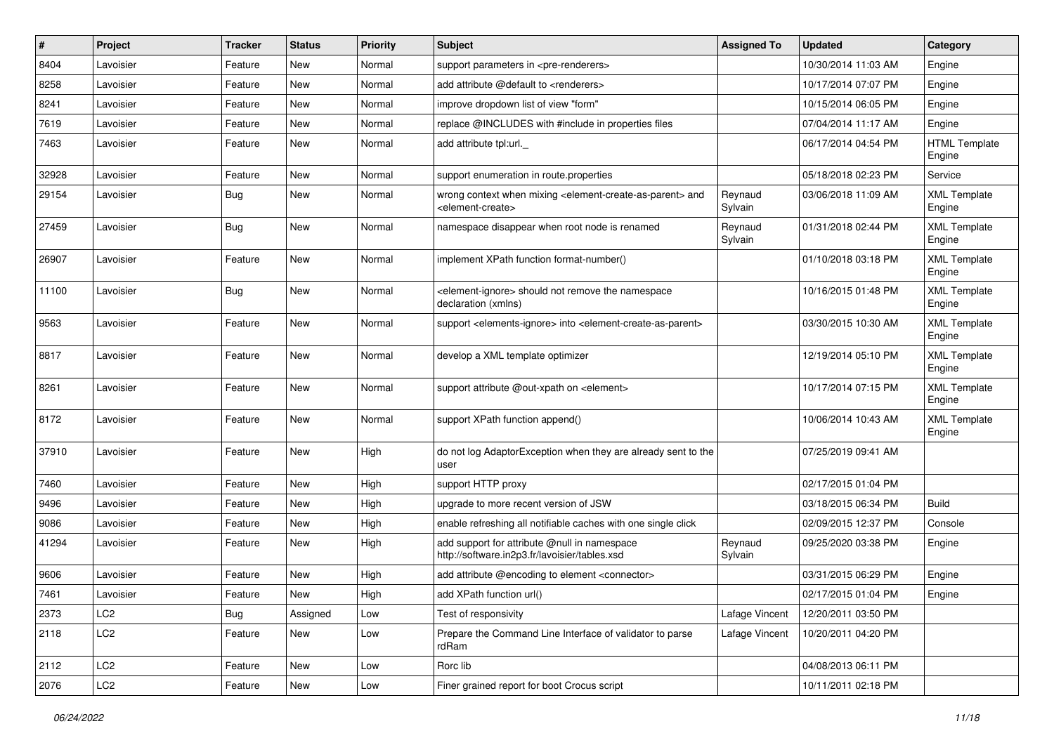| # | Project | Tracker | Status | Priority | Subject | Assigned To | Updated | Category |
|---|---|---|---|---|---|---|---|---|
| 8404 | Lavoisier | Feature | New | Normal | support parameters in <pre-renderers> | | 10/30/2014 11:03 AM | Engine |
| 8258 | Lavoisier | Feature | New | Normal | add attribute @default to <renderers> | | 10/17/2014 07:07 PM | Engine |
| 8241 | Lavoisier | Feature | New | Normal | improve dropdown list of view "form" | | 10/15/2014 06:05 PM | Engine |
| 7619 | Lavoisier | Feature | New | Normal | replace @INCLUDES with #include in properties files | | 07/04/2014 11:17 AM | Engine |
| 7463 | Lavoisier | Feature | New | Normal | add attribute tpl:url._ | | 06/17/2014 04:54 PM | HTML Template Engine |
| 32928 | Lavoisier | Feature | New | Normal | support enumeration in route.properties | | 05/18/2018 02:23 PM | Service |
| 29154 | Lavoisier | Bug | New | Normal | wrong context when mixing <element-create-as-parent> and <element-create> | Reynaud Sylvain | 03/06/2018 11:09 AM | XML Template Engine |
| 27459 | Lavoisier | Bug | New | Normal | namespace disappear when root node is renamed | Reynaud Sylvain | 01/31/2018 02:44 PM | XML Template Engine |
| 26907 | Lavoisier | Feature | New | Normal | implement XPath function format-number() | | 01/10/2018 03:18 PM | XML Template Engine |
| 11100 | Lavoisier | Bug | New | Normal | <element-ignore> should not remove the namespace declaration (xmlns) | | 10/16/2015 01:48 PM | XML Template Engine |
| 9563 | Lavoisier | Feature | New | Normal | support <elements-ignore> into <element-create-as-parent> | | 03/30/2015 10:30 AM | XML Template Engine |
| 8817 | Lavoisier | Feature | New | Normal | develop a XML template optimizer | | 12/19/2014 05:10 PM | XML Template Engine |
| 8261 | Lavoisier | Feature | New | Normal | support attribute @out-xpath on <element> | | 10/17/2014 07:15 PM | XML Template Engine |
| 8172 | Lavoisier | Feature | New | Normal | support XPath function append() | | 10/06/2014 10:43 AM | XML Template Engine |
| 37910 | Lavoisier | Feature | New | High | do not log AdaptorException when they are already sent to the user | | 07/25/2019 09:41 AM | |
| 7460 | Lavoisier | Feature | New | High | support HTTP proxy | | 02/17/2015 01:04 PM | |
| 9496 | Lavoisier | Feature | New | High | upgrade to more recent version of JSW | | 03/18/2015 06:34 PM | Build |
| 9086 | Lavoisier | Feature | New | High | enable refreshing all notifiable caches with one single click | | 02/09/2015 12:37 PM | Console |
| 41294 | Lavoisier | Feature | New | High | add support for attribute @null in namespace http://software.in2p3.fr/lavoisier/tables.xsd | Reynaud Sylvain | 09/25/2020 03:38 PM | Engine |
| 9606 | Lavoisier | Feature | New | High | add attribute @encoding to element <connector> | | 03/31/2015 06:29 PM | Engine |
| 7461 | Lavoisier | Feature | New | High | add XPath function url() | | 02/17/2015 01:04 PM | Engine |
| 2373 | LC2 | Bug | Assigned | Low | Test of responsivity | Lafage Vincent | 12/20/2011 03:50 PM | |
| 2118 | LC2 | Feature | New | Low | Prepare the Command Line Interface of validator to parse rdRam | Lafage Vincent | 10/20/2011 04:20 PM | |
| 2112 | LC2 | Feature | New | Low | Rorc lib | | 04/08/2013 06:11 PM | |
| 2076 | LC2 | Feature | New | Low | Finer grained report for boot Crocus script | | 10/11/2011 02:18 PM | |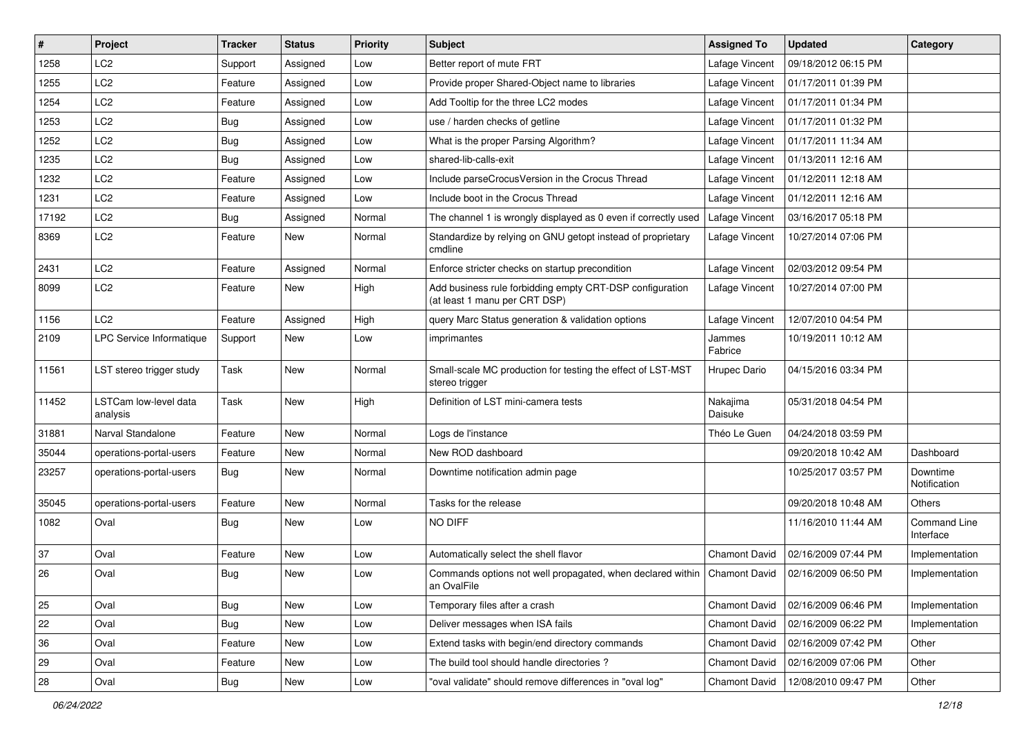| # | Project | Tracker | Status | Priority | Subject | Assigned To | Updated | Category |
|---|---|---|---|---|---|---|---|---|
| 1258 | LC2 | Support | Assigned | Low | Better report of mute FRT | Lafage Vincent | 09/18/2012 06:15 PM | |
| 1255 | LC2 | Feature | Assigned | Low | Provide proper Shared-Object name to libraries | Lafage Vincent | 01/17/2011 01:39 PM | |
| 1254 | LC2 | Feature | Assigned | Low | Add Tooltip for the three LC2 modes | Lafage Vincent | 01/17/2011 01:34 PM | |
| 1253 | LC2 | Bug | Assigned | Low | use / harden checks of getline | Lafage Vincent | 01/17/2011 01:32 PM | |
| 1252 | LC2 | Bug | Assigned | Low | What is the proper Parsing Algorithm? | Lafage Vincent | 01/17/2011 11:34 AM | |
| 1235 | LC2 | Bug | Assigned | Low | shared-lib-calls-exit | Lafage Vincent | 01/13/2011 12:16 AM | |
| 1232 | LC2 | Feature | Assigned | Low | Include parseCrocusVersion in the Crocus Thread | Lafage Vincent | 01/12/2011 12:18 AM | |
| 1231 | LC2 | Feature | Assigned | Low | Include boot in the Crocus Thread | Lafage Vincent | 01/12/2011 12:16 AM | |
| 17192 | LC2 | Bug | Assigned | Normal | The channel 1 is wrongly displayed as 0 even if correctly used | Lafage Vincent | 03/16/2017 05:18 PM | |
| 8369 | LC2 | Feature | New | Normal | Standardize by relying on GNU getopt instead of proprietary cmdline | Lafage Vincent | 10/27/2014 07:06 PM | |
| 2431 | LC2 | Feature | Assigned | Normal | Enforce stricter checks on startup precondition | Lafage Vincent | 02/03/2012 09:54 PM | |
| 8099 | LC2 | Feature | New | High | Add business rule forbidding empty CRT-DSP configuration (at least 1 manu per CRT DSP) | Lafage Vincent | 10/27/2014 07:00 PM | |
| 1156 | LC2 | Feature | Assigned | High | query Marc Status generation & validation options | Lafage Vincent | 12/07/2010 04:54 PM | |
| 2109 | LPC Service Informatique | Support | New | Low | imprimantes | Jammes Fabrice | 10/19/2011 10:12 AM | |
| 11561 | LST stereo trigger study | Task | New | Normal | Small-scale MC production for testing the effect of LST-MST stereo trigger | Hrupec Dario | 04/15/2016 03:34 PM | |
| 11452 | LSTCam low-level data analysis | Task | New | High | Definition of LST mini-camera tests | Nakajima Daisuke | 05/31/2018 04:54 PM | |
| 31881 | Narval Standalone | Feature | New | Normal | Logs de l'instance | Théo Le Guen | 04/24/2018 03:59 PM | |
| 35044 | operations-portal-users | Feature | New | Normal | New ROD dashboard | | 09/20/2018 10:42 AM | Dashboard |
| 23257 | operations-portal-users | Bug | New | Normal | Downtime notification admin page | | 10/25/2017 03:57 PM | Downtime Notification |
| 35045 | operations-portal-users | Feature | New | Normal | Tasks for the release | | 09/20/2018 10:48 AM | Others |
| 1082 | Oval | Bug | New | Low | NO DIFF | | 11/16/2010 11:44 AM | Command Line Interface |
| 37 | Oval | Feature | New | Low | Automatically select the shell flavor | Chamont David | 02/16/2009 07:44 PM | Implementation |
| 26 | Oval | Bug | New | Low | Commands options not well propagated, when declared within an OvalFile | Chamont David | 02/16/2009 06:50 PM | Implementation |
| 25 | Oval | Bug | New | Low | Temporary files after a crash | Chamont David | 02/16/2009 06:46 PM | Implementation |
| 22 | Oval | Bug | New | Low | Deliver messages when ISA fails | Chamont David | 02/16/2009 06:22 PM | Implementation |
| 36 | Oval | Feature | New | Low | Extend tasks with begin/end directory commands | Chamont David | 02/16/2009 07:42 PM | Other |
| 29 | Oval | Feature | New | Low | The build tool should handle directories ? | Chamont David | 02/16/2009 07:06 PM | Other |
| 28 | Oval | Bug | New | Low | "oval validate" should remove differences in "oval log" | Chamont David | 12/08/2010 09:47 PM | Other |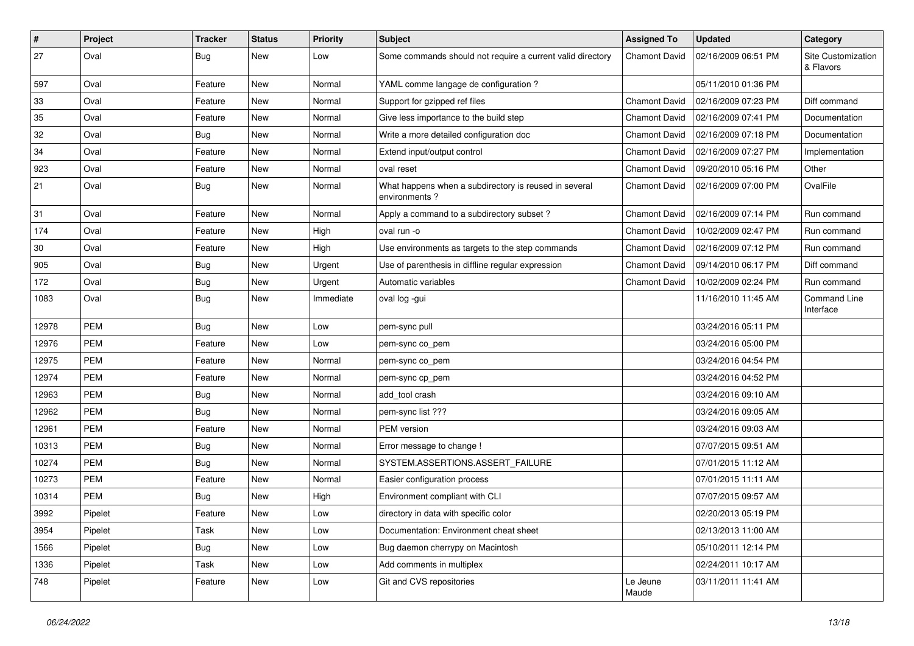| # | Project | Tracker | Status | Priority | Subject | Assigned To | Updated | Category |
|---|---|---|---|---|---|---|---|---|
| 27 | Oval | Bug | New | Low | Some commands should not require a current valid directory | Chamont David | 02/16/2009 06:51 PM | Site Customization & Flavors |
| 597 | Oval | Feature | New | Normal | YAML comme langage de configuration ? | | 05/11/2010 01:36 PM | |
| 33 | Oval | Feature | New | Normal | Support for gzipped ref files | Chamont David | 02/16/2009 07:23 PM | Diff command |
| 35 | Oval | Feature | New | Normal | Give less importance to the build step | Chamont David | 02/16/2009 07:41 PM | Documentation |
| 32 | Oval | Bug | New | Normal | Write a more detailed configuration doc | Chamont David | 02/16/2009 07:18 PM | Documentation |
| 34 | Oval | Feature | New | Normal | Extend input/output control | Chamont David | 02/16/2009 07:27 PM | Implementation |
| 923 | Oval | Feature | New | Normal | oval reset | Chamont David | 09/20/2010 05:16 PM | Other |
| 21 | Oval | Bug | New | Normal | What happens when a subdirectory is reused in several environments ? | Chamont David | 02/16/2009 07:00 PM | OvalFile |
| 31 | Oval | Feature | New | Normal | Apply a command to a subdirectory subset ? | Chamont David | 02/16/2009 07:14 PM | Run command |
| 174 | Oval | Feature | New | High | oval run -o | Chamont David | 10/02/2009 02:47 PM | Run command |
| 30 | Oval | Feature | New | High | Use environments as targets to the step commands | Chamont David | 02/16/2009 07:12 PM | Run command |
| 905 | Oval | Bug | New | Urgent | Use of parenthesis in diffline regular expression | Chamont David | 09/14/2010 06:17 PM | Diff command |
| 172 | Oval | Bug | New | Urgent | Automatic variables | Chamont David | 10/02/2009 02:24 PM | Run command |
| 1083 | Oval | Bug | New | Immediate | oval log -gui | | 11/16/2010 11:45 AM | Command Line Interface |
| 12978 | PEM | Bug | New | Low | pem-sync pull | | 03/24/2016 05:11 PM | |
| 12976 | PEM | Feature | New | Low | pem-sync co_pem | | 03/24/2016 05:00 PM | |
| 12975 | PEM | Feature | New | Normal | pem-sync co_pem | | 03/24/2016 04:54 PM | |
| 12974 | PEM | Feature | New | Normal | pem-sync cp_pem | | 03/24/2016 04:52 PM | |
| 12963 | PEM | Bug | New | Normal | add_tool crash | | 03/24/2016 09:10 AM | |
| 12962 | PEM | Bug | New | Normal | pem-sync list ??? | | 03/24/2016 09:05 AM | |
| 12961 | PEM | Feature | New | Normal | PEM version | | 03/24/2016 09:03 AM | |
| 10313 | PEM | Bug | New | Normal | Error message to change ! | | 07/07/2015 09:51 AM | |
| 10274 | PEM | Bug | New | Normal | SYSTEM.ASSERTIONS.ASSERT_FAILURE | | 07/01/2015 11:12 AM | |
| 10273 | PEM | Feature | New | Normal | Easier configuration process | | 07/01/2015 11:11 AM | |
| 10314 | PEM | Bug | New | High | Environment compliant with CLI | | 07/07/2015 09:57 AM | |
| 3992 | Pipelet | Feature | New | Low | directory in data with specific color | | 02/20/2013 05:19 PM | |
| 3954 | Pipelet | Task | New | Low | Documentation: Environment cheat sheet | | 02/13/2013 11:00 AM | |
| 1566 | Pipelet | Bug | New | Low | Bug daemon cherrypy on Macintosh | | 05/10/2011 12:14 PM | |
| 1336 | Pipelet | Task | New | Low | Add comments in multiplex | | 02/24/2011 10:17 AM | |
| 748 | Pipelet | Feature | New | Low | Git and CVS repositories | Le Jeune Maude | 03/11/2011 11:41 AM | |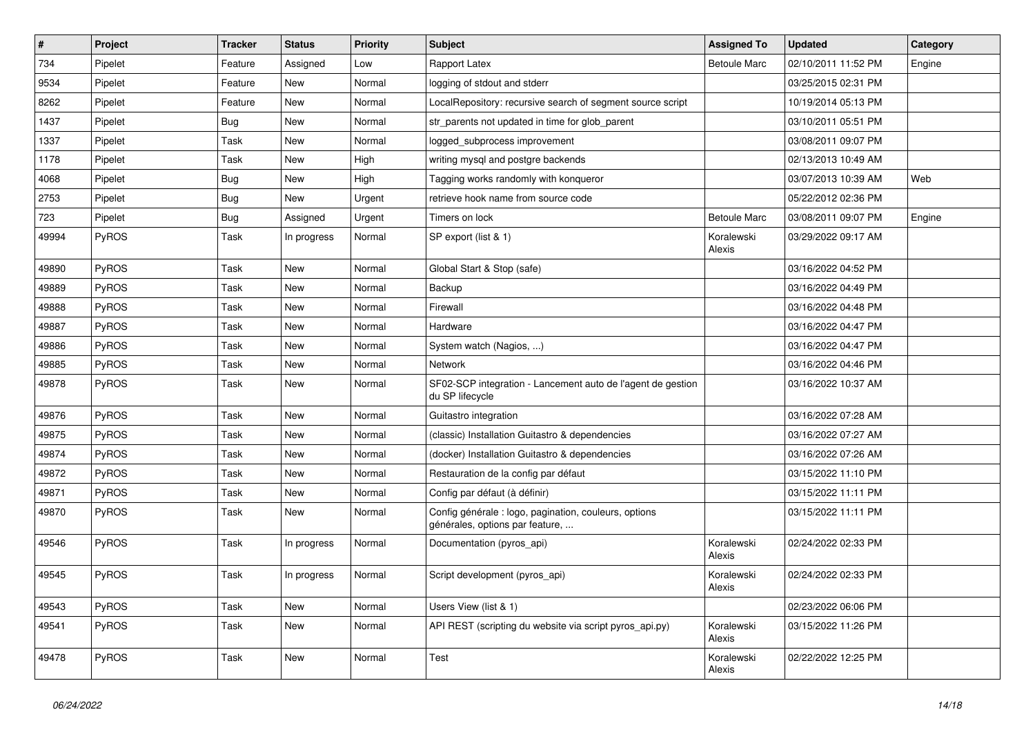| # | Project | Tracker | Status | Priority | Subject | Assigned To | Updated | Category |
|---|---|---|---|---|---|---|---|---|
| 734 | Pipelet | Feature | Assigned | Low | Rapport Latex | Betoule Marc | 02/10/2011 11:52 PM | Engine |
| 9534 | Pipelet | Feature | New | Normal | logging of stdout and stderr | | 03/25/2015 02:31 PM | |
| 8262 | Pipelet | Feature | New | Normal | LocalRepository: recursive search of segment source script | | 10/19/2014 05:13 PM | |
| 1437 | Pipelet | Bug | New | Normal | str_parents not updated in time for glob_parent | | 03/10/2011 05:51 PM | |
| 1337 | Pipelet | Task | New | Normal | logged_subprocess improvement | | 03/08/2011 09:07 PM | |
| 1178 | Pipelet | Task | New | High | writing mysql and postgre backends | | 02/13/2013 10:49 AM | |
| 4068 | Pipelet | Bug | New | High | Tagging works randomly with konqueror | | 03/07/2013 10:39 AM | Web |
| 2753 | Pipelet | Bug | New | Urgent | retrieve hook name from source code | | 05/22/2012 02:36 PM | |
| 723 | Pipelet | Bug | Assigned | Urgent | Timers on lock | Betoule Marc | 03/08/2011 09:07 PM | Engine |
| 49994 | PyROS | Task | In progress | Normal | SP export (list & 1) | Koralewski Alexis | 03/29/2022 09:17 AM | |
| 49890 | PyROS | Task | New | Normal | Global Start & Stop (safe) | | 03/16/2022 04:52 PM | |
| 49889 | PyROS | Task | New | Normal | Backup | | 03/16/2022 04:49 PM | |
| 49888 | PyROS | Task | New | Normal | Firewall | | 03/16/2022 04:48 PM | |
| 49887 | PyROS | Task | New | Normal | Hardware | | 03/16/2022 04:47 PM | |
| 49886 | PyROS | Task | New | Normal | System watch (Nagios, ...) | | 03/16/2022 04:47 PM | |
| 49885 | PyROS | Task | New | Normal | Network | | 03/16/2022 04:46 PM | |
| 49878 | PyROS | Task | New | Normal | SF02-SCP integration - Lancement auto de l'agent de gestion du SP lifecycle | | 03/16/2022 10:37 AM | |
| 49876 | PyROS | Task | New | Normal | Guitastro integration | | 03/16/2022 07:28 AM | |
| 49875 | PyROS | Task | New | Normal | (classic) Installation Guitastro & dependencies | | 03/16/2022 07:27 AM | |
| 49874 | PyROS | Task | New | Normal | (docker) Installation Guitastro & dependencies | | 03/16/2022 07:26 AM | |
| 49872 | PyROS | Task | New | Normal | Restauration de la config par défaut | | 03/15/2022 11:10 PM | |
| 49871 | PyROS | Task | New | Normal | Config par défaut (à définir) | | 03/15/2022 11:11 PM | |
| 49870 | PyROS | Task | New | Normal | Config générale : logo, pagination, couleurs, options générales, options par feature, ... | | 03/15/2022 11:11 PM | |
| 49546 | PyROS | Task | In progress | Normal | Documentation (pyros_api) | Koralewski Alexis | 02/24/2022 02:33 PM | |
| 49545 | PyROS | Task | In progress | Normal | Script development (pyros_api) | Koralewski Alexis | 02/24/2022 02:33 PM | |
| 49543 | PyROS | Task | New | Normal | Users View (list & 1) | | 02/23/2022 06:06 PM | |
| 49541 | PyROS | Task | New | Normal | API REST (scripting du website via script pyros_api.py) | Koralewski Alexis | 03/15/2022 11:26 PM | |
| 49478 | PyROS | Task | New | Normal | Test | Koralewski Alexis | 02/22/2022 12:25 PM | |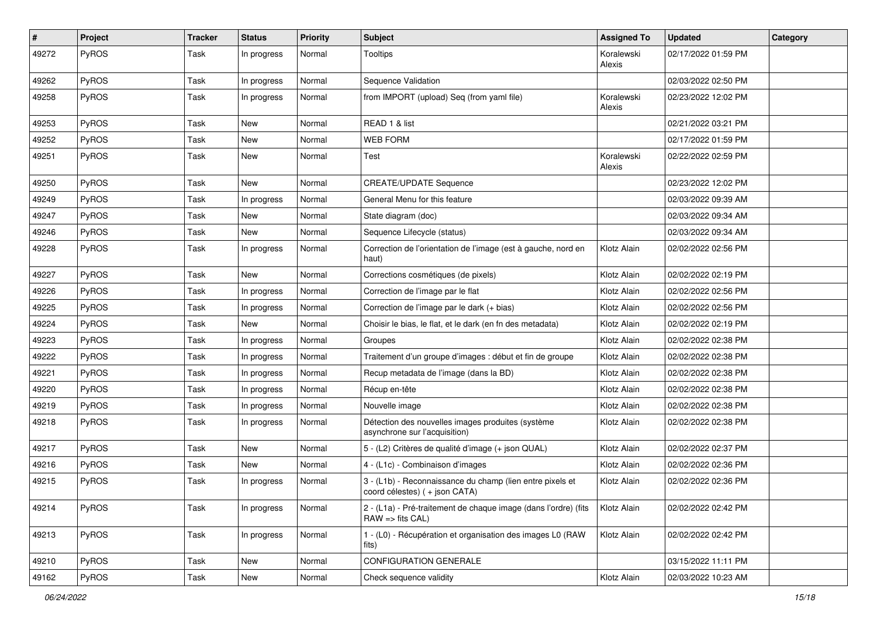| # | Project | Tracker | Status | Priority | Subject | Assigned To | Updated | Category |
|---|---|---|---|---|---|---|---|---|
| 49272 | PyROS | Task | In progress | Normal | Tooltips | Koralewski Alexis | 02/17/2022 01:59 PM | |
| 49262 | PyROS | Task | In progress | Normal | Sequence Validation | | 02/03/2022 02:50 PM | |
| 49258 | PyROS | Task | In progress | Normal | from IMPORT (upload) Seq (from yaml file) | Koralewski Alexis | 02/23/2022 12:02 PM | |
| 49253 | PyROS | Task | New | Normal | READ 1 & list | | 02/21/2022 03:21 PM | |
| 49252 | PyROS | Task | New | Normal | WEB FORM | | 02/17/2022 01:59 PM | |
| 49251 | PyROS | Task | New | Normal | Test | Koralewski Alexis | 02/22/2022 02:59 PM | |
| 49250 | PyROS | Task | New | Normal | CREATE/UPDATE Sequence | | 02/23/2022 12:02 PM | |
| 49249 | PyROS | Task | In progress | Normal | General Menu for this feature | | 02/03/2022 09:39 AM | |
| 49247 | PyROS | Task | New | Normal | State diagram (doc) | | 02/03/2022 09:34 AM | |
| 49246 | PyROS | Task | New | Normal | Sequence Lifecycle (status) | | 02/03/2022 09:34 AM | |
| 49228 | PyROS | Task | In progress | Normal | Correction de l'orientation de l'image (est à gauche, nord en haut) | Klotz Alain | 02/02/2022 02:56 PM | |
| 49227 | PyROS | Task | New | Normal | Corrections cosmétiques (de pixels) | Klotz Alain | 02/02/2022 02:19 PM | |
| 49226 | PyROS | Task | In progress | Normal | Correction de l'image par le flat | Klotz Alain | 02/02/2022 02:56 PM | |
| 49225 | PyROS | Task | In progress | Normal | Correction de l'image par le dark (+ bias) | Klotz Alain | 02/02/2022 02:56 PM | |
| 49224 | PyROS | Task | New | Normal | Choisir le bias, le flat, et le dark (en fn des metadata) | Klotz Alain | 02/02/2022 02:19 PM | |
| 49223 | PyROS | Task | In progress | Normal | Groupes | Klotz Alain | 02/02/2022 02:38 PM | |
| 49222 | PyROS | Task | In progress | Normal | Traitement d'un groupe d'images : début et fin de groupe | Klotz Alain | 02/02/2022 02:38 PM | |
| 49221 | PyROS | Task | In progress | Normal | Recup metadata de l'image (dans la BD) | Klotz Alain | 02/02/2022 02:38 PM | |
| 49220 | PyROS | Task | In progress | Normal | Récup en-tête | Klotz Alain | 02/02/2022 02:38 PM | |
| 49219 | PyROS | Task | In progress | Normal | Nouvelle image | Klotz Alain | 02/02/2022 02:38 PM | |
| 49218 | PyROS | Task | In progress | Normal | Détection des nouvelles images produites (système asynchrone sur l'acquisition) | Klotz Alain | 02/02/2022 02:38 PM | |
| 49217 | PyROS | Task | New | Normal | 5 - (L2) Critères de qualité d'image (+ json QUAL) | Klotz Alain | 02/02/2022 02:37 PM | |
| 49216 | PyROS | Task | New | Normal | 4 - (L1c) - Combinaison d'images | Klotz Alain | 02/02/2022 02:36 PM | |
| 49215 | PyROS | Task | In progress | Normal | 3 - (L1b) - Reconnaissance du champ (lien entre pixels et coord célestes) ( + json CATA) | Klotz Alain | 02/02/2022 02:36 PM | |
| 49214 | PyROS | Task | In progress | Normal | 2 - (L1a) - Pré-traitement de chaque image (dans l'ordre) (fits RAW => fits CAL) | Klotz Alain | 02/02/2022 02:42 PM | |
| 49213 | PyROS | Task | In progress | Normal | 1 - (L0) - Récupération et organisation des images L0 (RAW fits) | Klotz Alain | 02/02/2022 02:42 PM | |
| 49210 | PyROS | Task | New | Normal | CONFIGURATION GENERALE | | 03/15/2022 11:11 PM | |
| 49162 | PyROS | Task | New | Normal | Check sequence validity | Klotz Alain | 02/03/2022 10:23 AM | |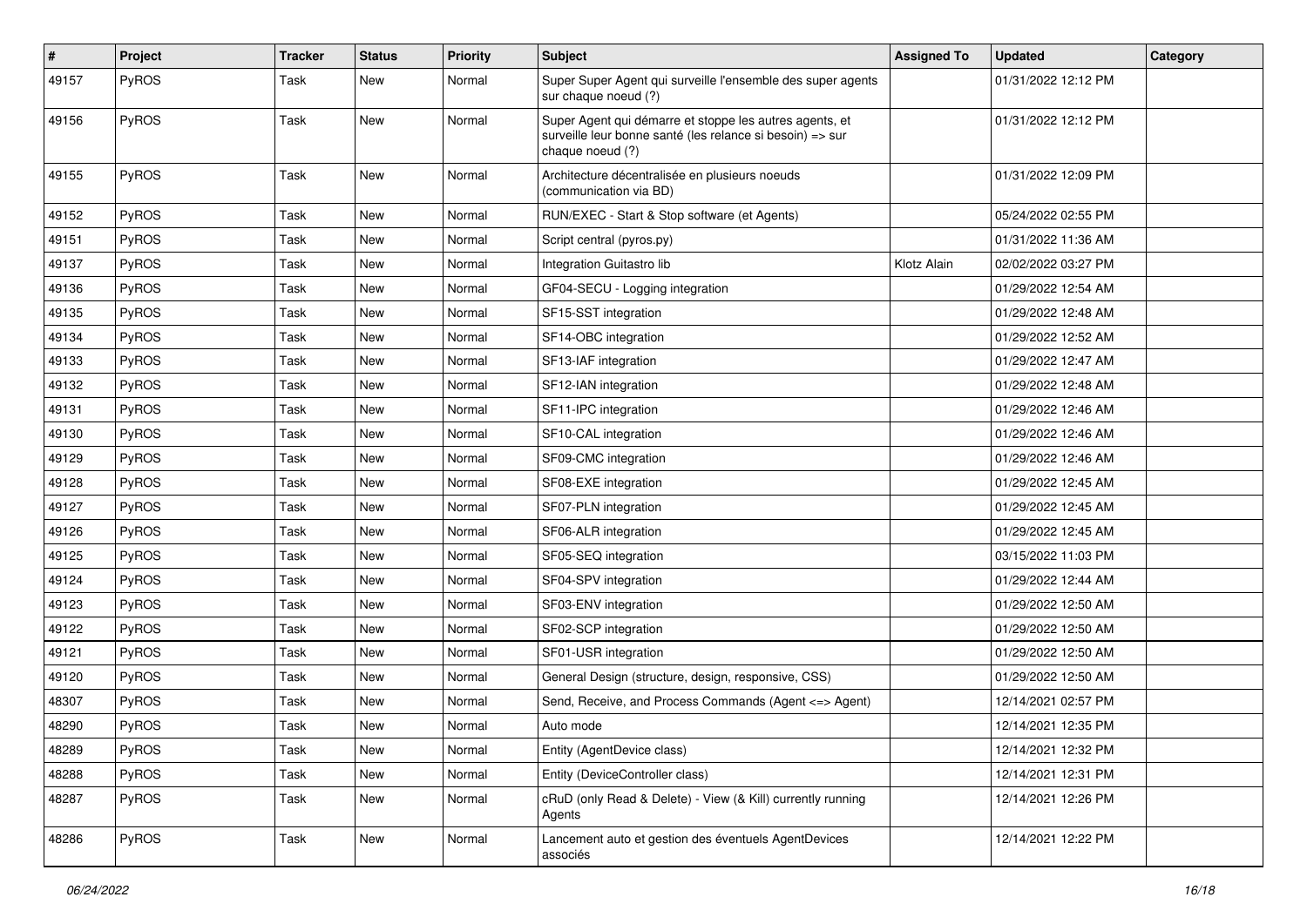| # | Project | Tracker | Status | Priority | Subject | Assigned To | Updated | Category |
| --- | --- | --- | --- | --- | --- | --- | --- | --- |
| 49157 | PyROS | Task | New | Normal | Super Super Agent qui surveille l'ensemble des super agents sur chaque noeud (?) | | 01/31/2022 12:12 PM | |
| 49156 | PyROS | Task | New | Normal | Super Agent qui démarre et stoppe les autres agents, et surveille leur bonne santé (les relance si besoin) => sur chaque noeud (?) | | 01/31/2022 12:12 PM | |
| 49155 | PyROS | Task | New | Normal | Architecture décentralisée en plusieurs noeuds (communication via BD) | | 01/31/2022 12:09 PM | |
| 49152 | PyROS | Task | New | Normal | RUN/EXEC - Start & Stop software (et Agents) | | 05/24/2022 02:55 PM | |
| 49151 | PyROS | Task | New | Normal | Script central (pyros.py) | | 01/31/2022 11:36 AM | |
| 49137 | PyROS | Task | New | Normal | Integration Guitastro lib | Klotz Alain | 02/02/2022 03:27 PM | |
| 49136 | PyROS | Task | New | Normal | GF04-SECU - Logging integration | | 01/29/2022 12:54 AM | |
| 49135 | PyROS | Task | New | Normal | SF15-SST integration | | 01/29/2022 12:48 AM | |
| 49134 | PyROS | Task | New | Normal | SF14-OBC integration | | 01/29/2022 12:52 AM | |
| 49133 | PyROS | Task | New | Normal | SF13-IAF integration | | 01/29/2022 12:47 AM | |
| 49132 | PyROS | Task | New | Normal | SF12-IAN integration | | 01/29/2022 12:48 AM | |
| 49131 | PyROS | Task | New | Normal | SF11-IPC integration | | 01/29/2022 12:46 AM | |
| 49130 | PyROS | Task | New | Normal | SF10-CAL integration | | 01/29/2022 12:46 AM | |
| 49129 | PyROS | Task | New | Normal | SF09-CMC integration | | 01/29/2022 12:46 AM | |
| 49128 | PyROS | Task | New | Normal | SF08-EXE integration | | 01/29/2022 12:45 AM | |
| 49127 | PyROS | Task | New | Normal | SF07-PLN integration | | 01/29/2022 12:45 AM | |
| 49126 | PyROS | Task | New | Normal | SF06-ALR integration | | 01/29/2022 12:45 AM | |
| 49125 | PyROS | Task | New | Normal | SF05-SEQ integration | | 03/15/2022 11:03 PM | |
| 49124 | PyROS | Task | New | Normal | SF04-SPV integration | | 01/29/2022 12:44 AM | |
| 49123 | PyROS | Task | New | Normal | SF03-ENV integration | | 01/29/2022 12:50 AM | |
| 49122 | PyROS | Task | New | Normal | SF02-SCP integration | | 01/29/2022 12:50 AM | |
| 49121 | PyROS | Task | New | Normal | SF01-USR integration | | 01/29/2022 12:50 AM | |
| 49120 | PyROS | Task | New | Normal | General Design (structure, design, responsive, CSS) | | 01/29/2022 12:50 AM | |
| 48307 | PyROS | Task | New | Normal | Send, Receive, and Process Commands (Agent <=> Agent) | | 12/14/2021 02:57 PM | |
| 48290 | PyROS | Task | New | Normal | Auto mode | | 12/14/2021 12:35 PM | |
| 48289 | PyROS | Task | New | Normal | Entity (AgentDevice class) | | 12/14/2021 12:32 PM | |
| 48288 | PyROS | Task | New | Normal | Entity (DeviceController class) | | 12/14/2021 12:31 PM | |
| 48287 | PyROS | Task | New | Normal | cRuD (only Read & Delete) - View (& Kill) currently running Agents | | 12/14/2021 12:26 PM | |
| 48286 | PyROS | Task | New | Normal | Lancement auto et gestion des éventuels AgentDevices associés | | 12/14/2021 12:22 PM | |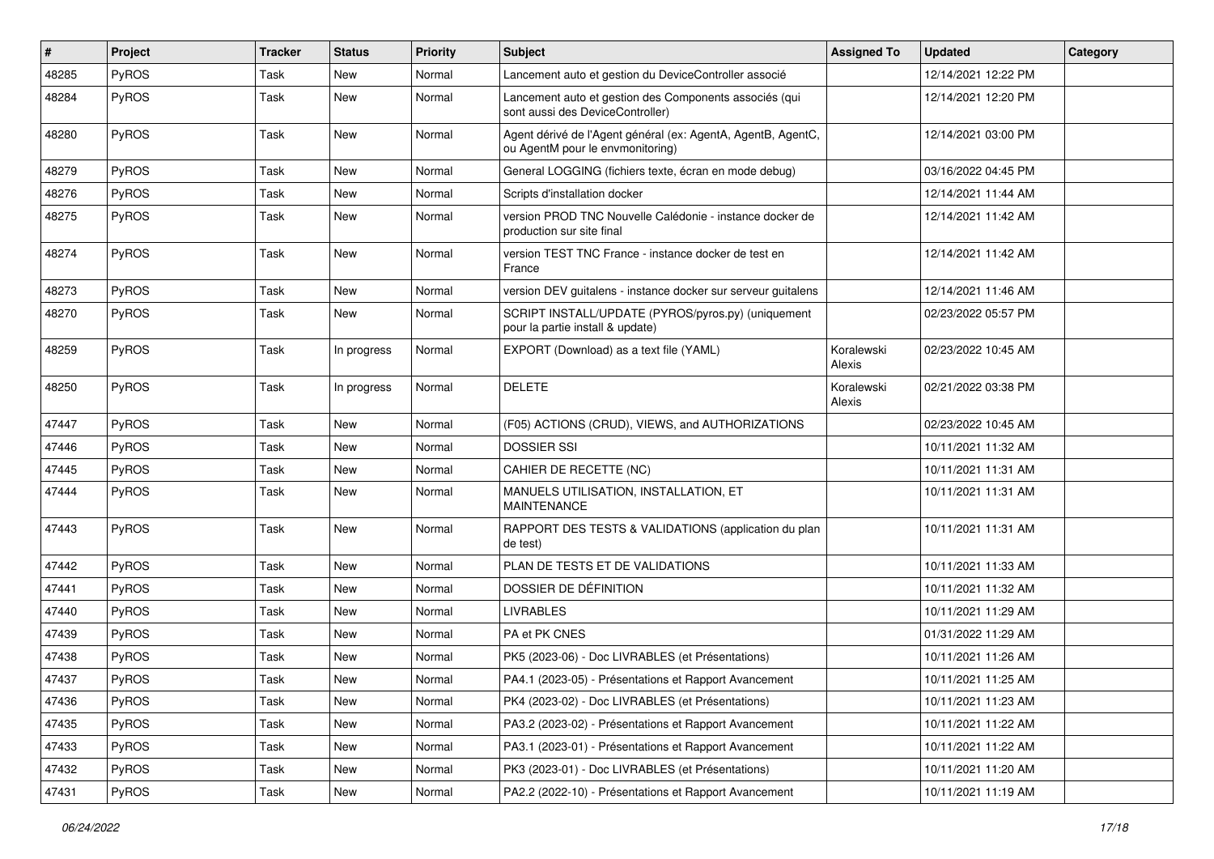| # | Project | Tracker | Status | Priority | Subject | Assigned To | Updated | Category |
|---|---|---|---|---|---|---|---|---|
| 48285 | PyROS | Task | New | Normal | Lancement auto et gestion du DeviceController associé | | 12/14/2021 12:22 PM | |
| 48284 | PyROS | Task | New | Normal | Lancement auto et gestion des Components associés (qui sont aussi des DeviceController) | | 12/14/2021 12:20 PM | |
| 48280 | PyROS | Task | New | Normal | Agent dérivé de l'Agent général (ex: AgentA, AgentB, AgentC, ou AgentM pour le envmonitoring) | | 12/14/2021 03:00 PM | |
| 48279 | PyROS | Task | New | Normal | General LOGGING (fichiers texte, écran en mode debug) | | 03/16/2022 04:45 PM | |
| 48276 | PyROS | Task | New | Normal | Scripts d'installation docker | | 12/14/2021 11:44 AM | |
| 48275 | PyROS | Task | New | Normal | version PROD TNC Nouvelle Calédonie - instance docker de production sur site final | | 12/14/2021 11:42 AM | |
| 48274 | PyROS | Task | New | Normal | version TEST TNC France - instance docker de test en France | | 12/14/2021 11:42 AM | |
| 48273 | PyROS | Task | New | Normal | version DEV guitalens - instance docker sur serveur guitalens | | 12/14/2021 11:46 AM | |
| 48270 | PyROS | Task | New | Normal | SCRIPT INSTALL/UPDATE (PYROS/pyros.py) (uniquement pour la partie install & update) | | 02/23/2022 05:57 PM | |
| 48259 | PyROS | Task | In progress | Normal | EXPORT (Download) as a text file (YAML) | Koralewski Alexis | 02/23/2022 10:45 AM | |
| 48250 | PyROS | Task | In progress | Normal | DELETE | Koralewski Alexis | 02/21/2022 03:38 PM | |
| 47447 | PyROS | Task | New | Normal | (F05) ACTIONS (CRUD), VIEWS, and AUTHORIZATIONS | | 02/23/2022 10:45 AM | |
| 47446 | PyROS | Task | New | Normal | DOSSIER SSI | | 10/11/2021 11:32 AM | |
| 47445 | PyROS | Task | New | Normal | CAHIER DE RECETTE (NC) | | 10/11/2021 11:31 AM | |
| 47444 | PyROS | Task | New | Normal | MANUELS UTILISATION, INSTALLATION, ET MAINTENANCE | | 10/11/2021 11:31 AM | |
| 47443 | PyROS | Task | New | Normal | RAPPORT DES TESTS & VALIDATIONS (application du plan de test) | | 10/11/2021 11:31 AM | |
| 47442 | PyROS | Task | New | Normal | PLAN DE TESTS ET DE VALIDATIONS | | 10/11/2021 11:33 AM | |
| 47441 | PyROS | Task | New | Normal | DOSSIER DE DÉFINITION | | 10/11/2021 11:32 AM | |
| 47440 | PyROS | Task | New | Normal | LIVRABLES | | 10/11/2021 11:29 AM | |
| 47439 | PyROS | Task | New | Normal | PA et PK CNES | | 01/31/2022 11:29 AM | |
| 47438 | PyROS | Task | New | Normal | PK5 (2023-06) - Doc LIVRABLES (et Présentations) | | 10/11/2021 11:26 AM | |
| 47437 | PyROS | Task | New | Normal | PA4.1 (2023-05) - Présentations et Rapport Avancement | | 10/11/2021 11:25 AM | |
| 47436 | PyROS | Task | New | Normal | PK4 (2023-02) - Doc LIVRABLES (et Présentations) | | 10/11/2021 11:23 AM | |
| 47435 | PyROS | Task | New | Normal | PA3.2 (2023-02) - Présentations et Rapport Avancement | | 10/11/2021 11:22 AM | |
| 47433 | PyROS | Task | New | Normal | PA3.1 (2023-01) - Présentations et Rapport Avancement | | 10/11/2021 11:22 AM | |
| 47432 | PyROS | Task | New | Normal | PK3 (2023-01) - Doc LIVRABLES (et Présentations) | | 10/11/2021 11:20 AM | |
| 47431 | PyROS | Task | New | Normal | PA2.2 (2022-10) - Présentations et Rapport Avancement | | 10/11/2021 11:19 AM | |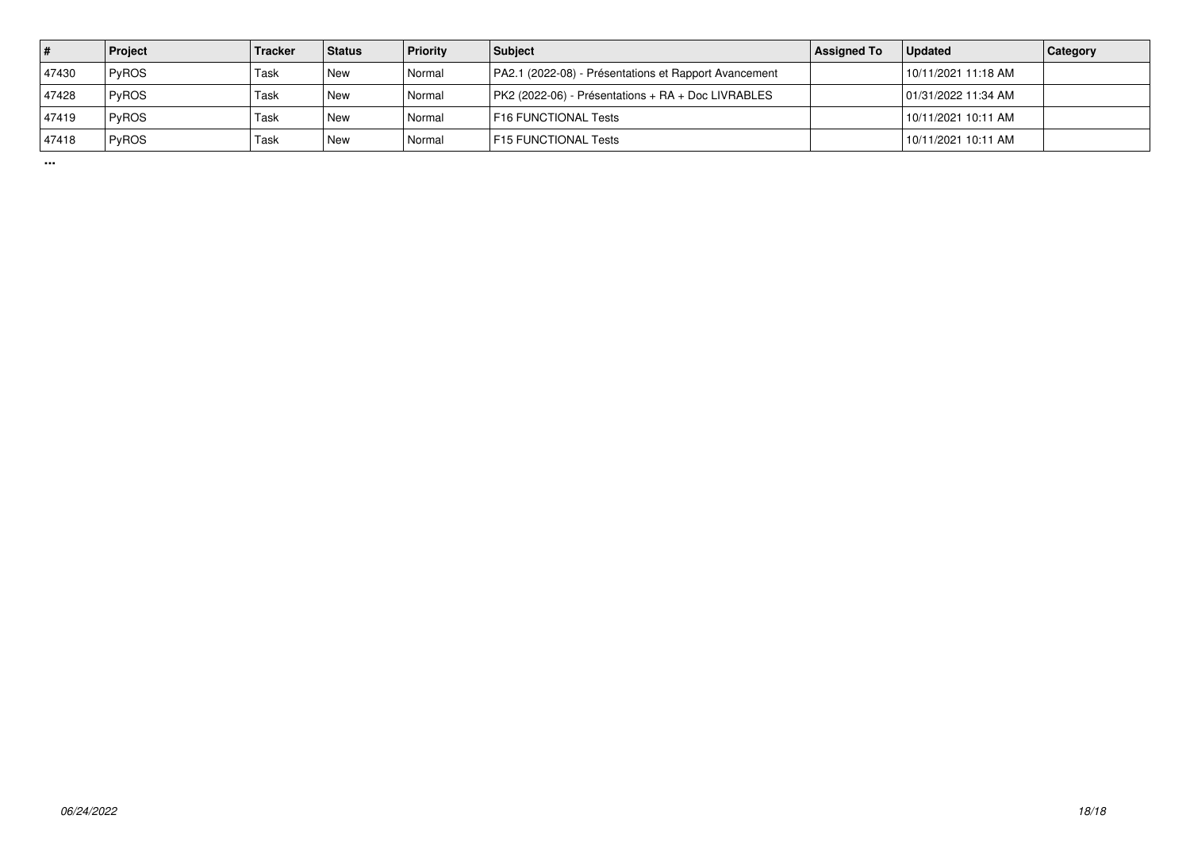| # | Project | Tracker | Status | Priority | Subject | Assigned To | Updated | Category |
|---|---|---|---|---|---|---|---|---|
| 47430 | PyROS | Task | New | Normal | PA2.1 (2022-08) - Présentations et Rapport Avancement | | 10/11/2021 11:18 AM | |
| 47428 | PyROS | Task | New | Normal | PK2 (2022-06) - Présentations + RA + Doc LIVRABLES | | 01/31/2022 11:34 AM | |
| 47419 | PyROS | Task | New | Normal | F16 FUNCTIONAL Tests | | 10/11/2021 10:11 AM | |
| 47418 | PyROS | Task | New | Normal | F15 FUNCTIONAL Tests | | 10/11/2021 10:11 AM | |

...